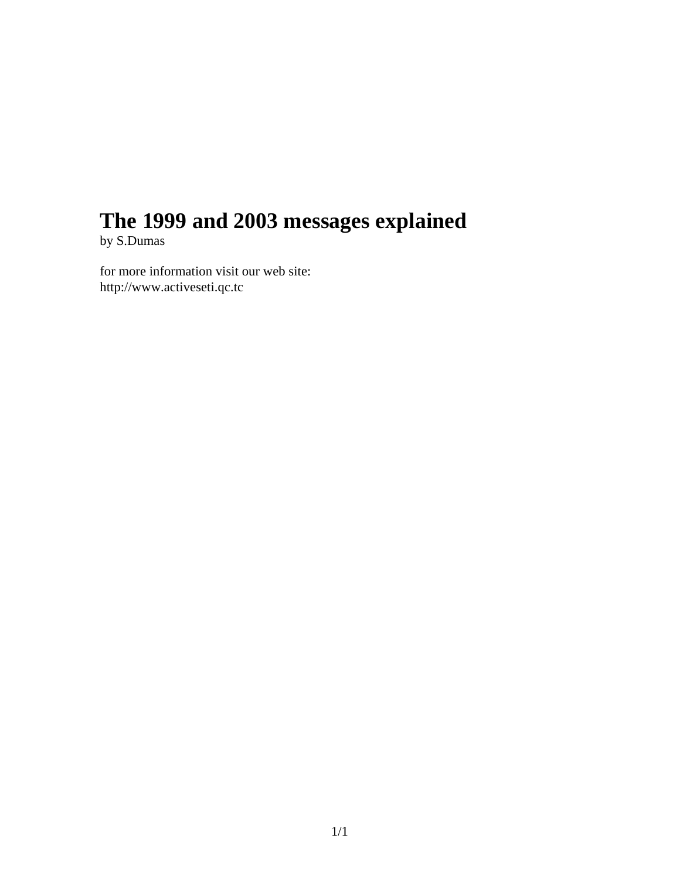# The 1999 and 2003 messages explained

by S.Dumas

for more information visit our web site:
http://www.activeseti.qc.tc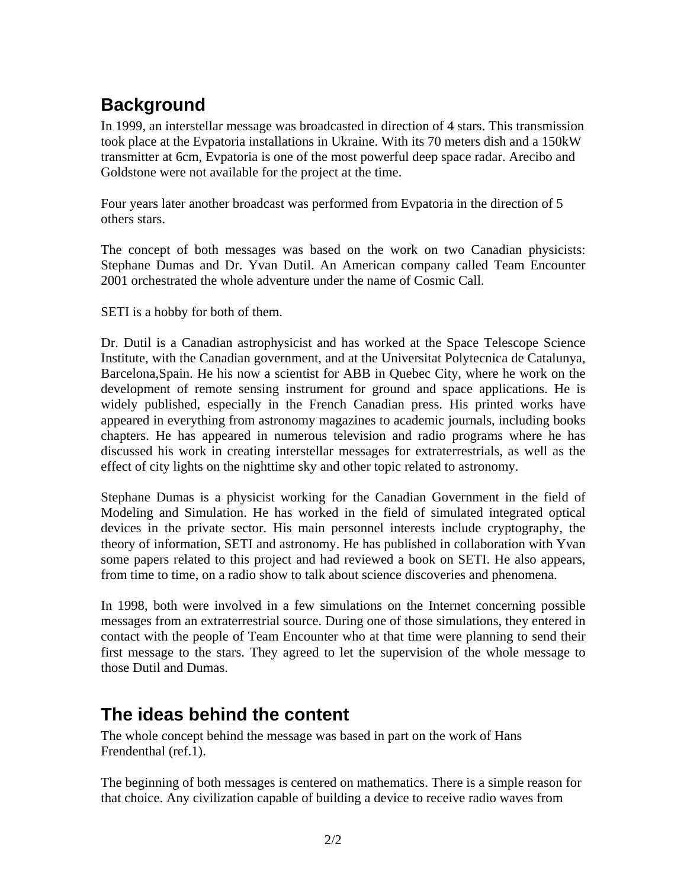## Background

In 1999, an interstellar message was broadcasted in direction of 4 stars. This transmission took place at the Evpatoria installations in Ukraine. With its 70 meters dish and a 150kW transmitter at 6cm, Evpatoria is one of the most powerful deep space radar. Arecibo and Goldstone were not available for the project at the time.

Four years later another broadcast was performed from Evpatoria in the direction of 5 others stars.

The concept of both messages was based on the work on two Canadian physicists: Stephane Dumas and Dr. Yvan Dutil. An American company called Team Encounter 2001 orchestrated the whole adventure under the name of Cosmic Call.

SETI is a hobby for both of them.

Dr. Dutil is a Canadian astrophysicist and has worked at the Space Telescope Science Institute, with the Canadian government, and at the Universitat Polytecnica de Catalunya, Barcelona,Spain. He his now a scientist for ABB in Quebec City, where he work on the development of remote sensing instrument for ground and space applications. He is widely published, especially in the French Canadian press. His printed works have appeared in everything from astronomy magazines to academic journals, including books chapters. He has appeared in numerous television and radio programs where he has discussed his work in creating interstellar messages for extraterrestrials, as well as the effect of city lights on the nighttime sky and other topic related to astronomy.

Stephane Dumas is a physicist working for the Canadian Government in the field of Modeling and Simulation. He has worked in the field of simulated integrated optical devices in the private sector. His main personnel interests include cryptography, the theory of information, SETI and astronomy. He has published in collaboration with Yvan some papers related to this project and had reviewed a book on SETI. He also appears, from time to time, on a radio show to talk about science discoveries and phenomena.

In 1998, both were involved in a few simulations on the Internet concerning possible messages from an extraterrestrial source. During one of those simulations, they entered in contact with the people of Team Encounter who at that time were planning to send their first message to the stars. They agreed to let the supervision of the whole message to those Dutil and Dumas.

## The ideas behind the content

The whole concept behind the message was based in part on the work of Hans Frendenthal (ref.1).

The beginning of both messages is centered on mathematics. There is a simple reason for that choice. Any civilization capable of building a device to receive radio waves from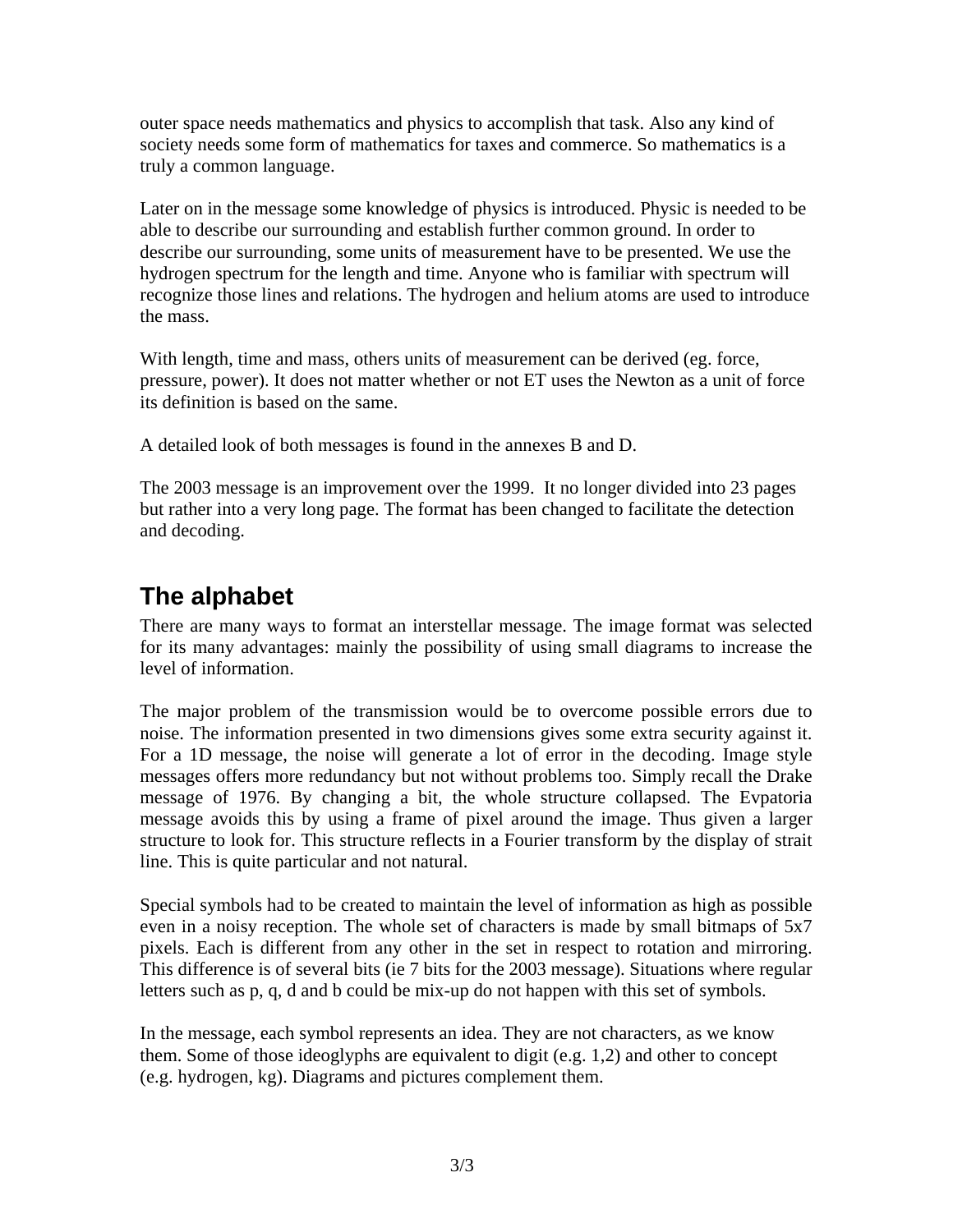outer space needs mathematics and physics to accomplish that task. Also any kind of society needs some form of mathematics for taxes and commerce. So mathematics is a truly a common language.

Later on in the message some knowledge of physics is introduced. Physic is needed to be able to describe our surrounding and establish further common ground. In order to describe our surrounding, some units of measurement have to be presented. We use the hydrogen spectrum for the length and time. Anyone who is familiar with spectrum will recognize those lines and relations. The hydrogen and helium atoms are used to introduce the mass.

With length, time and mass, others units of measurement can be derived (eg. force, pressure, power). It does not matter whether or not ET uses the Newton as a unit of force its definition is based on the same.

A detailed look of both messages is found in the annexes B and D.

The 2003 message is an improvement over the 1999. It no longer divided into 23 pages but rather into a very long page. The format has been changed to facilitate the detection and decoding.

## The alphabet

There are many ways to format an interstellar message. The image format was selected for its many advantages: mainly the possibility of using small diagrams to increase the level of information.

The major problem of the transmission would be to overcome possible errors due to noise. The information presented in two dimensions gives some extra security against it. For a 1D message, the noise will generate a lot of error in the decoding. Image style messages offers more redundancy but not without problems too. Simply recall the Drake message of 1976. By changing a bit, the whole structure collapsed. The Evpatoria message avoids this by using a frame of pixel around the image. Thus given a larger structure to look for. This structure reflects in a Fourier transform by the display of strait line. This is quite particular and not natural.

Special symbols had to be created to maintain the level of information as high as possible even in a noisy reception. The whole set of characters is made by small bitmaps of 5x7 pixels. Each is different from any other in the set in respect to rotation and mirroring. This difference is of several bits (ie 7 bits for the 2003 message). Situations where regular letters such as p, q, d and b could be mix-up do not happen with this set of symbols.

In the message, each symbol represents an idea. They are not characters, as we know them. Some of those ideoglyphs are equivalent to digit (e.g. 1,2) and other to concept (e.g. hydrogen, kg). Diagrams and pictures complement them.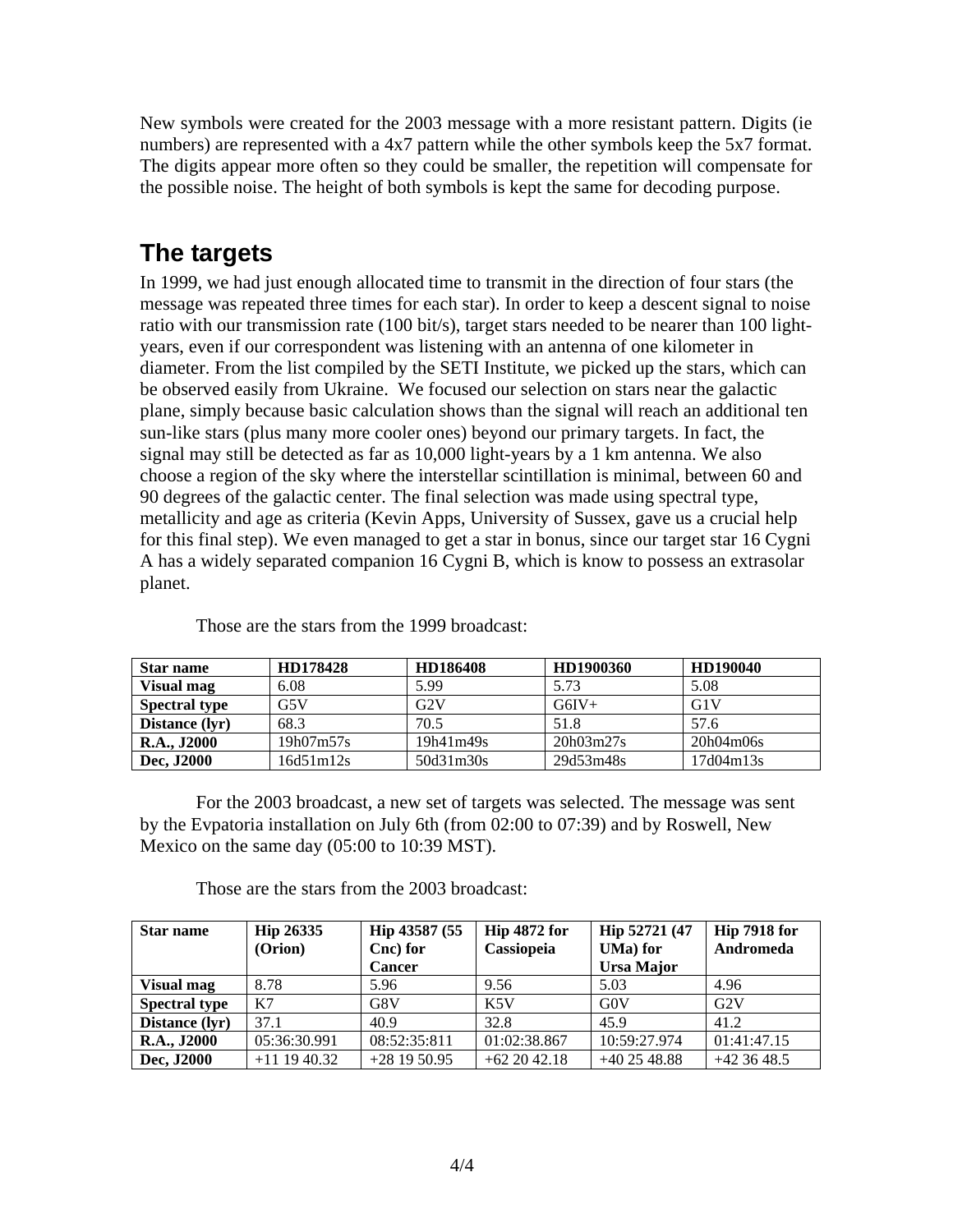New symbols were created for the 2003 message with a more resistant pattern. Digits (ie numbers) are represented with a 4x7 pattern while the other symbols keep the 5x7 format. The digits appear more often so they could be smaller, the repetition will compensate for the possible noise. The height of both symbols is kept the same for decoding purpose.

## The targets

In 1999, we had just enough allocated time to transmit in the direction of four stars (the message was repeated three times for each star). In order to keep a descent signal to noise ratio with our transmission rate (100 bit/s), target stars needed to be nearer than 100 light-years, even if our correspondent was listening with an antenna of one kilometer in diameter. From the list compiled by the SETI Institute, we picked up the stars, which can be observed easily from Ukraine. We focused our selection on stars near the galactic plane, simply because basic calculation shows than the signal will reach an additional ten sun-like stars (plus many more cooler ones) beyond our primary targets. In fact, the signal may still be detected as far as 10,000 light-years by a 1 km antenna. We also choose a region of the sky where the interstellar scintillation is minimal, between 60 and 90 degrees of the galactic center. The final selection was made using spectral type, metallicity and age as criteria (Kevin Apps, University of Sussex, gave us a crucial help for this final step). We even managed to get a star in bonus, since our target star 16 Cygni A has a widely separated companion 16 Cygni B, which is know to possess an extrasolar planet.

Those are the stars from the 1999 broadcast:

| **Star name** | **HD178428** | **HD186408** | **HD1900360** | **HD190040** |
|---|---|---|---|---|
| **Visual mag** | 6.08 | 5.99 | 5.73 | 5.08 |
| **Spectral type** | G5V | G2V | G6IV+ | G1V |
| **Distance (lyr)** | 68.3 | 70.5 | 51.8 | 57.6 |
| **R.A., J2000** | 19h07m57s | 19h41m49s | 20h03m27s | 20h04m06s |
| **Dec, J2000** | 16d51m12s | 50d31m30s | 29d53m48s | 17d04m13s |

For the 2003 broadcast, a new set of targets was selected. The message was sent by the Evpatoria installation on July 6th (from 02:00 to 07:39) and by Roswell, New Mexico on the same day (05:00 to 10:39 MST).

Those are the stars from the 2003 broadcast:

| **Star name** | **Hip 26335 (Orion)** | **Hip 43587 (55 Cnc) for Cancer** | **Hip 4872 for Cassiopeia** | **Hip 52721 (47 UMa) for Ursa Major** | **Hip 7918 for Andromeda** |
|---|---|---|---|---|---|
| **Visual mag** | 8.78 | 5.96 | 9.56 | 5.03 | 4.96 |
| **Spectral type** | K7 | G8V | K5V | G0V | G2V |
| **Distance (lyr)** | 37.1 | 40.9 | 32.8 | 45.9 | 41.2 |
| **R.A., J2000** | 05:36:30.991 | 08:52:35:811 | 01:02:38.867 | 10:59:27.974 | 01:41:47.15 |
| **Dec, J2000** | +11 19 40.32 | +28 19 50.95 | +62 20 42.18 | +40 25 48.88 | +42 36 48.5 |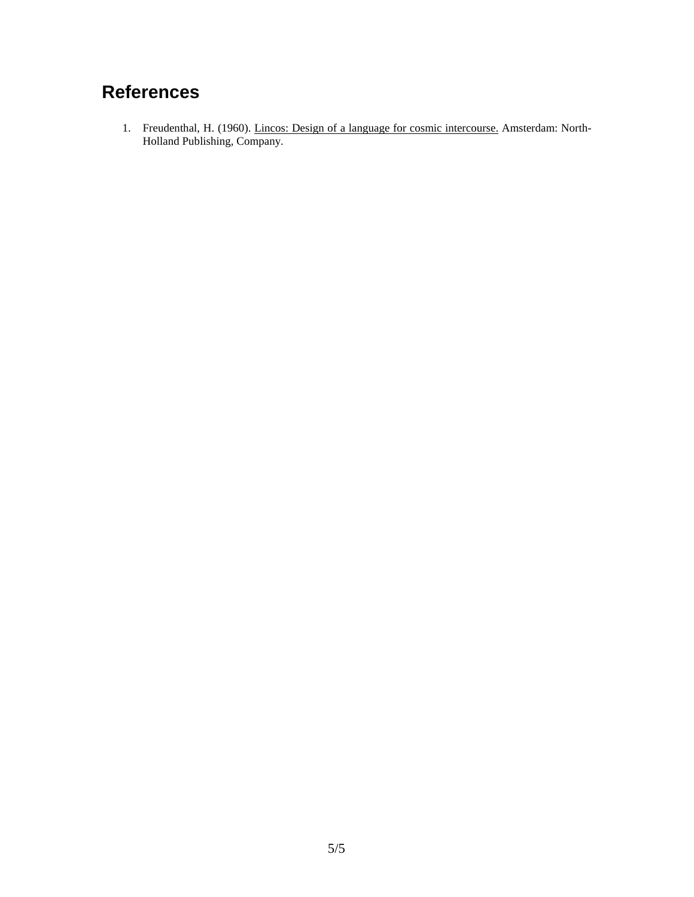## References

1. Freudenthal, H. (1960). Lincos: Design of a language for cosmic intercourse. Amsterdam: North-Holland Publishing, Company.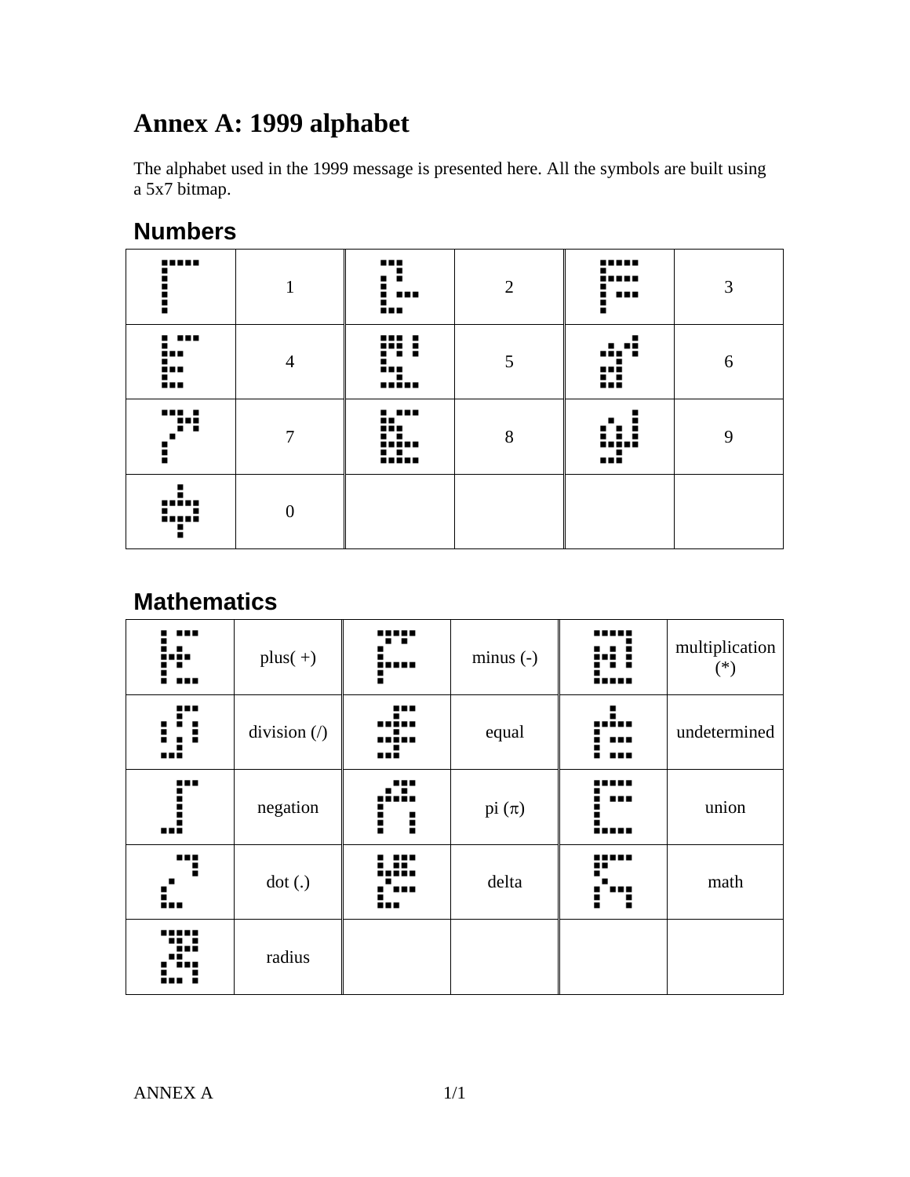# Annex A: 1999 alphabet

The alphabet used in the 1999 message is presented here. All the symbols are built using a 5x7 bitmap.

## Numbers

| | | | | | |
|---|---|---|---|---|---|
| | 1 | | 2 | | 3 |
| | 4 | | 5 | | 6 |
| | 7 | | 8 | | 9 |
| | 0 | | | | |

## Mathematics

| | | | | | |
|---|---|---|---|---|---|
| | plus( +) | | minus (-) | | multiplication (*) |
| | division (/) | | equal | | undetermined |
| | negation | | pi ($\pi$) | | union |
| | dot (.) | | delta | | math |
| | radius | | | | |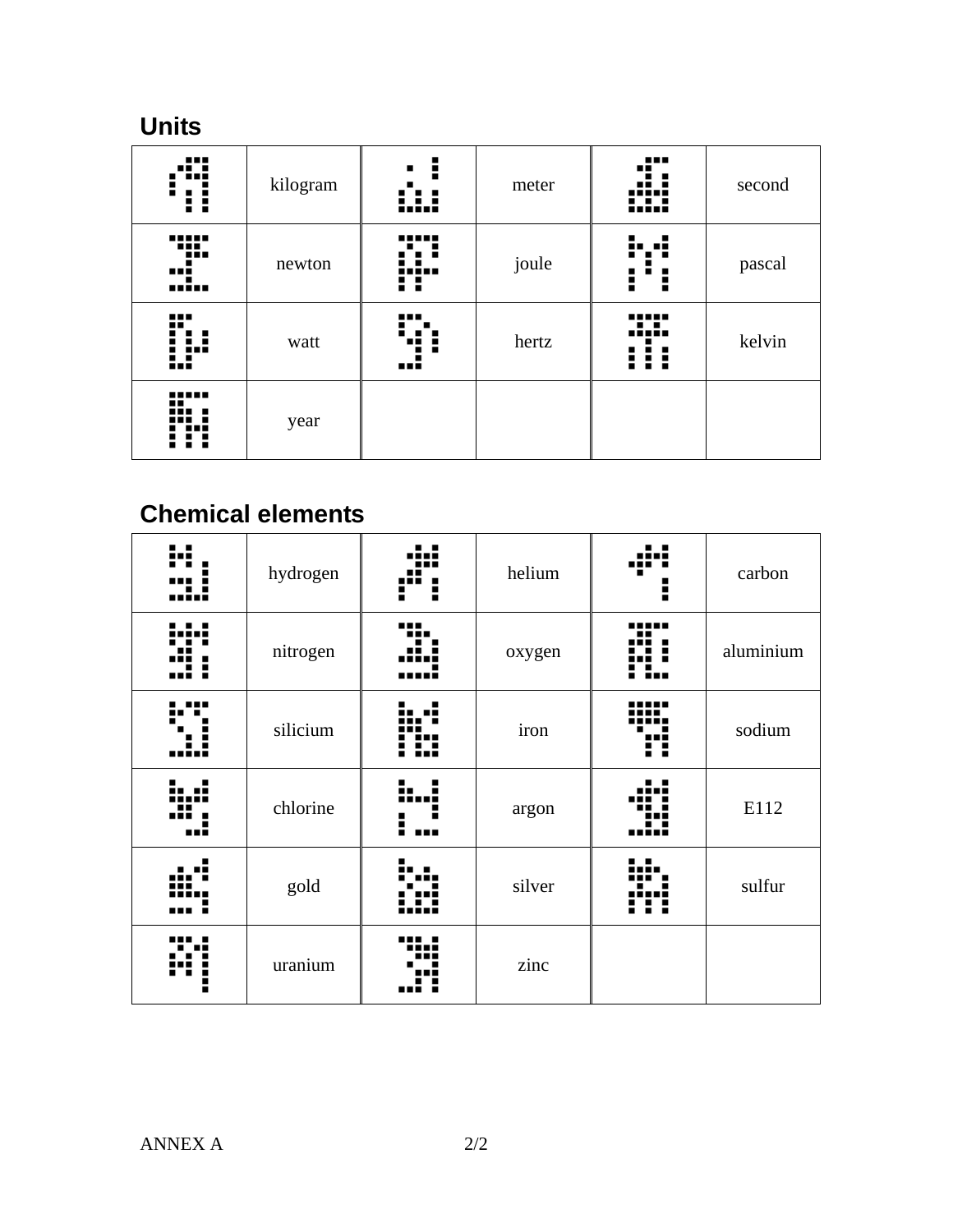## Units

| | | | | | |
|---|---|---|---|---|---|
| | kilogram | | meter | | second |
| | newton | | joule | | pascal |
| | watt | | hertz | | kelvin |
| | year | | | | |

## Chemical elements

| | | | | | |
|---|---|---|---|---|---|
| | hydrogen | | helium | | carbon |
| | nitrogen | | oxygen | | aluminium |
| | silicium | | iron | | sodium |
| | chlorine | | argon | | E112 |
| | gold | | silver | | sulfur |
| | uranium | | zinc | | |

ANNEX A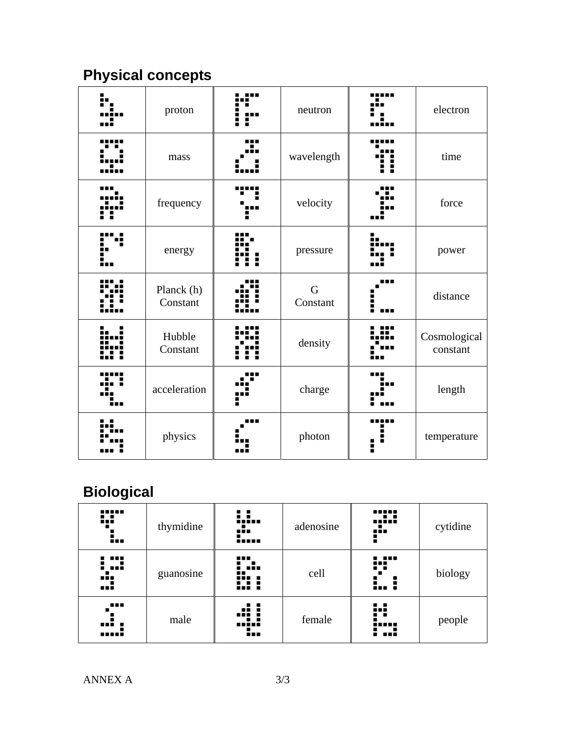## Physical concepts

| | | | | | |
|---|---|---|---|---|---|
| | proton | | neutron | | electron |
| | mass | | wavelength | | time |
| | frequency | | velocity | | force |
| | energy | | pressure | | power |
| | Planck (h) Constant | | G Constant | | distance |
| | Hubble Constant | | density | | Cosmological constant |
| | acceleration | | charge | | length |
| | physics | | photon | | temperature |

## Biological

| | | | | | |
|---|---|---|---|---|---|
| | thymidine | | adenosine | | cytidine |
| | guanosine | | cell | | biology |
| | male | | female | | people |

ANNEX A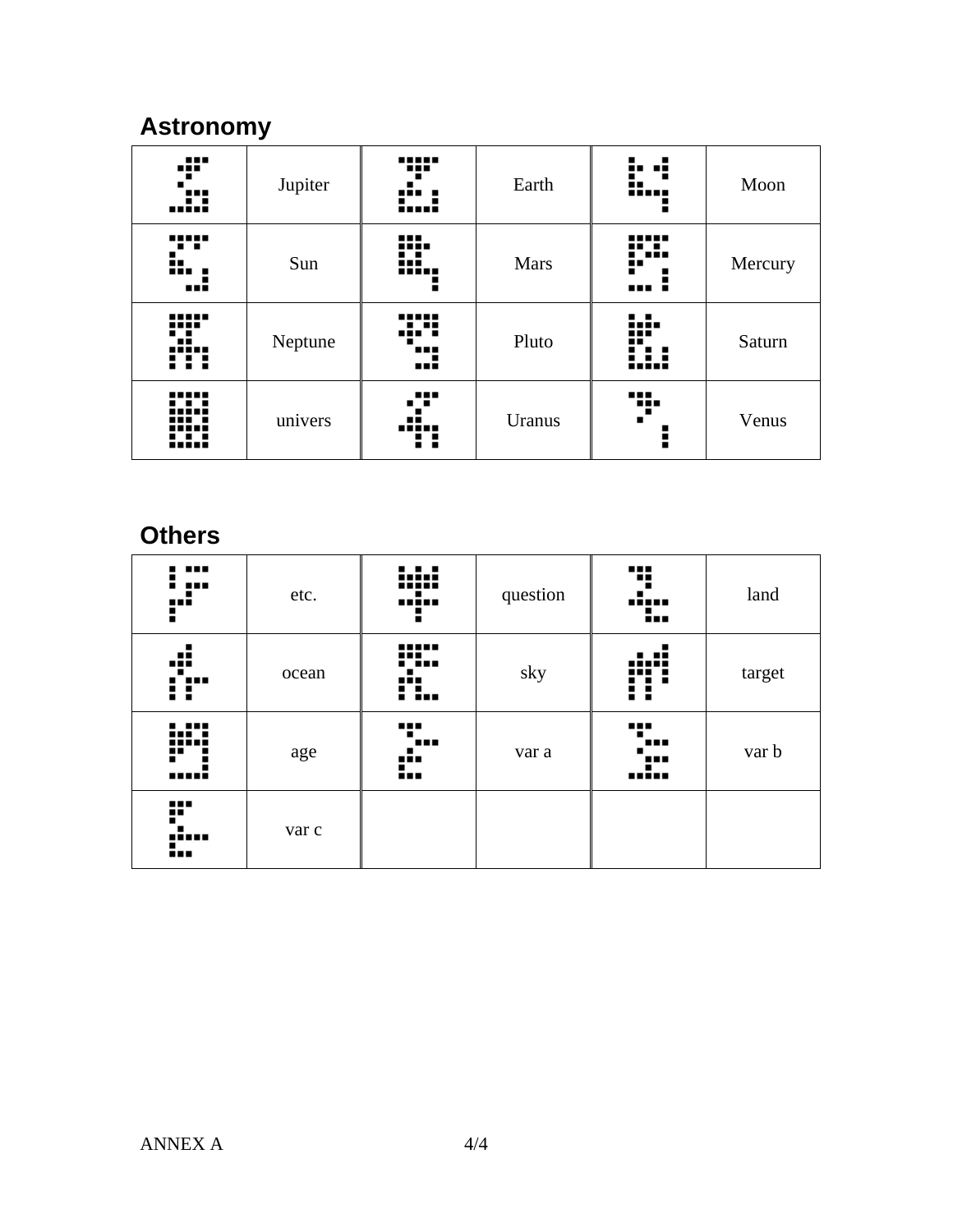## Astronomy

| | | | | | |
|---|---|---|---|---|---|
| | Jupiter | | Earth | | Moon |
| | Sun | | Mars | | Mercury |
| | Neptune | | Pluto | | Saturn |
| | univers | | Uranus | | Venus |

## Others

| | | | | | |
|---|---|---|---|---|---|
| | etc. | | question | | land |
| | ocean | | sky | | target |
| | age | | var a | | var b |
| | var c | | | | |

ANNEX A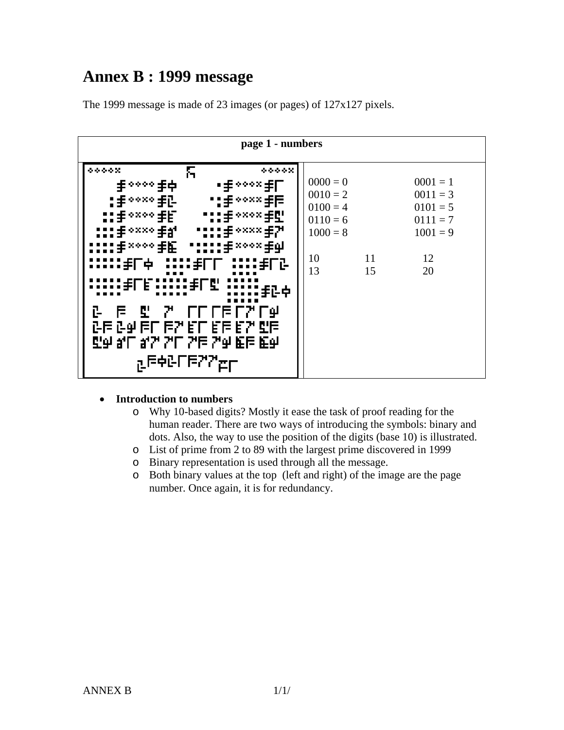# Annex B : 1999 message

The 1999 message is made of 23 images (or pages) of 127x127 pixels.

| page 1 - numbers | | |
|---|---|---|
| 0000 = 0 | | 0001 = 1 |
| 0010 = 2 | | 0011 = 3 |
| 0100 = 4 | | 0101 = 5 |
| 0110 = 6 | | 0111 = 7 |
| 1000 = 8 | | 1001 = 9 |
| 10 | 11 | 12 |
| 13 | 15 | 20 |

- **Introduction to numbers**
  - Why 10-based digits? Mostly it ease the task of proof reading for the human reader. There are two ways of introducing the symbols: binary and dots. Also, the way to use the position of the digits (base 10) is illustrated.
  - List of prime from 2 to 89 with the largest prime discovered in 1999
  - Binary representation is used through all the message.
  - Both binary values at the top (left and right) of the image are the page number. Once again, it is for redundancy.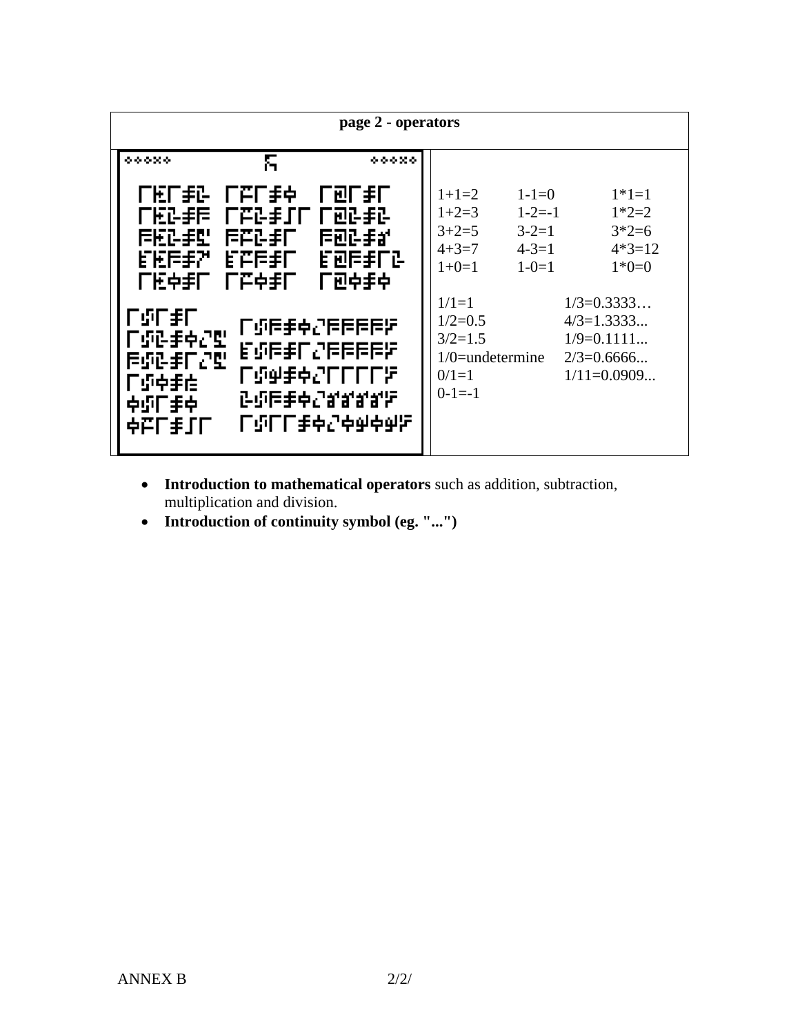| page 2 - operators | |
|---|---|
| | 1+1=2 1-1=0 1*1=1<br>1+2=3 1-2=-1 1*2=2<br>3+2=5 3-2=1 3*2=6<br>4+3=7 4-3=1 4*3=12<br>1+0=1 1-0=1 1*0=0<br><br>1/1=1 1/3=0.3333…<br>1/2=0.5 4/3=1.3333...<br>3/2=1.5 1/9=0.1111...<br>1/0=undetermine 2/3=0.6666...<br>0/1=1 1/11=0.0909...<br>0-1=-1 |

- **Introduction to mathematical operators** such as addition, subtraction, multiplication and division.
- **Introduction of continuity symbol (eg. "...")**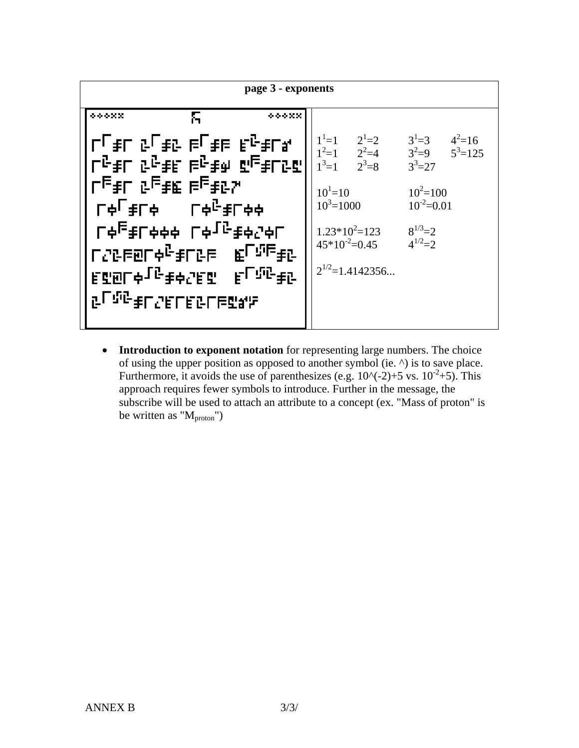| page 3 - exponents | |
|---|---|
| | $1^1=1$ $2^1=2$ $3^1=3$ $4^2=16$<br>$1^2=1$ $2^2=4$ $3^2=9$ $5^3=125$<br>$1^3=1$ $2^3=8$ $3^3=27$<br><br>$10^1=10$ $10^2=100$<br>$10^3=1000$ $10^{-2}=0.01$<br><br>$1.23*10^2=123$ $8^{1/3}=2$<br>$45*10^{-2}=0.45$ $4^{1/2}=2$<br><br>$2^{1/2}=1.4142356...$ |

- **Introduction to exponent notation** for representing large numbers. The choice of using the upper position as opposed to another symbol (ie. ^) is to save place. Furthermore, it avoids the use of parenthesizes (e.g. 10^(-2)+5 vs. $10^{-2}+5$). This approach requires fewer symbols to introduce. Further in the message, the subscribe will be used to attach an attribute to a concept (ex. "Mass of proton" is be written as "$M_{proton}$")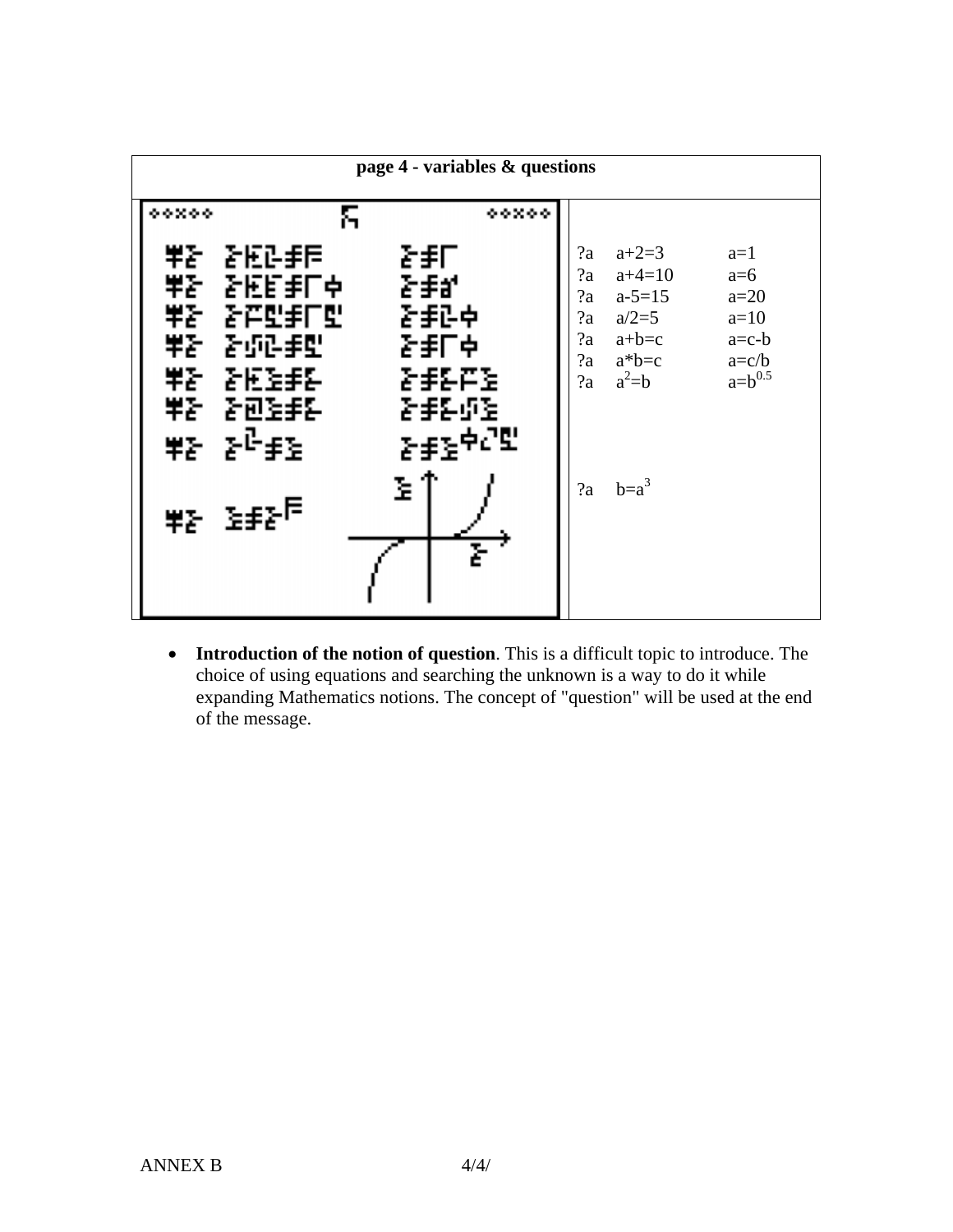| page 4 - variables & questions | |
|---|---|
| | ?a a+2=3 a=1<br>?a a+4=10 a=6<br>?a a-5=15 a=20<br>?a a/2=5 a=10<br>?a a+b=c a=c-b<br>?a a*b=c a=c/b<br>?a $a^2$=b a=$b^{0.5}$<br><br>?a b=$a^3$ |

- **Introduction of the notion of question**. This is a difficult topic to introduce. The choice of using equations and searching the unknown is a way to do it while expanding Mathematics notions. The concept of "question" will be used at the end of the message.

ANNEX B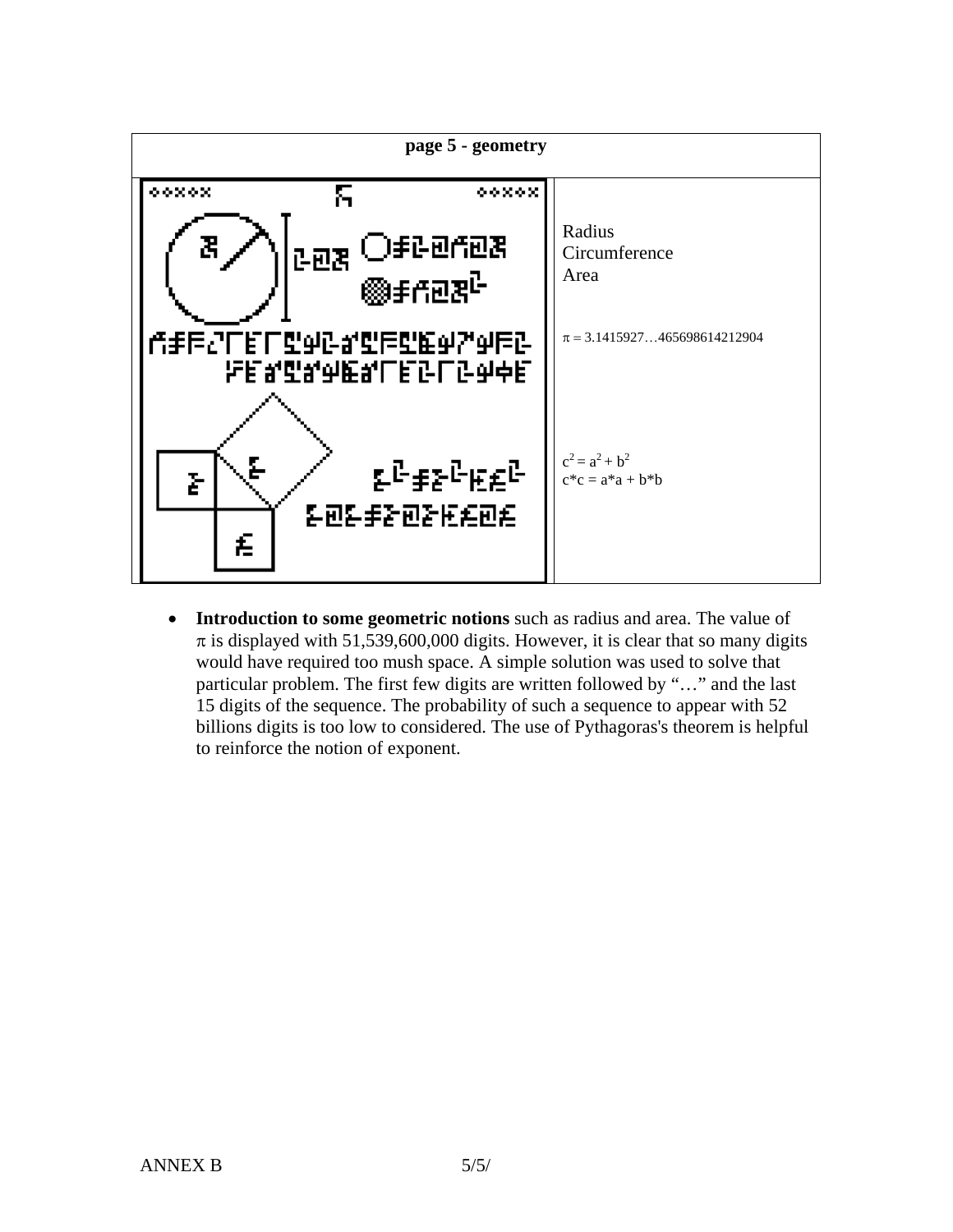| page 5 - geometry | |
|---|---|
| | Radius<br>Circumference<br>Area<br><br>$\pi$ = 3.1415927…465698614212904<br><br>$c^2 = a^2 + b^2$<br>c*c = a*a + b*b |

- **Introduction to some geometric notions** such as radius and area. The value of $\pi$ is displayed with 51,539,600,000 digits. However, it is clear that so many digits would have required too mush space. A simple solution was used to solve that particular problem. The first few digits are written followed by "…" and the last 15 digits of the sequence. The probability of such a sequence to appear with 52 billions digits is too low to considered. The use of Pythagoras's theorem is helpful to reinforce the notion of exponent.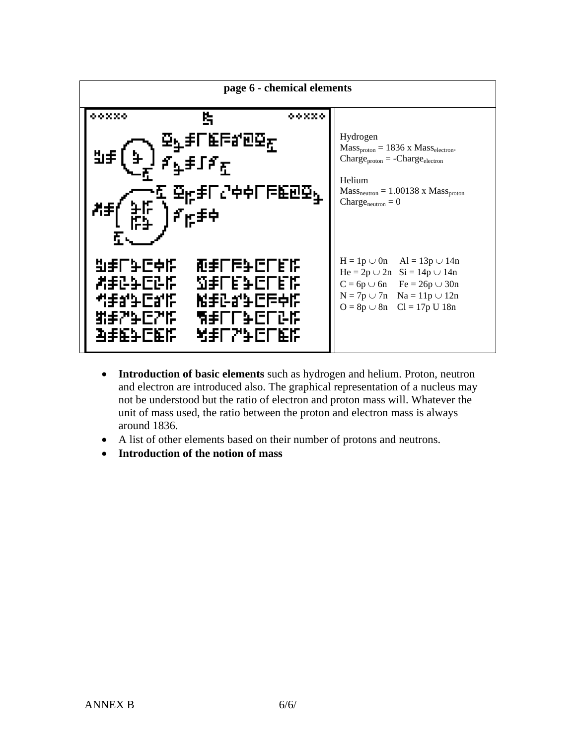| page 6 - chemical elements | |
|---|---|
| | Hydrogen<br>$Mass_{proton} = 1836 \times Mass_{electron}$.<br>$Charge_{proton} = -Charge_{electron}$<br><br>Helium<br>$Mass_{neutron} = 1.00138 \times Mass_{proton}$<br>$Charge_{neutron} = 0$ |
| | H = 1p ∪ 0n     Al = 13p ∪ 14n<br>He = 2p ∪ 2n   Si = 14p ∪ 14n<br>C = 6p ∪ 6n     Fe = 26p ∪ 30n<br>N = 7p ∪ 7n    Na = 11p ∪ 12n<br>O = 8p ∪ 8n    Cl = 17p U 18n |

- **Introduction of basic elements** such as hydrogen and helium. Proton, neutron and electron are introduced also. The graphical representation of a nucleus may not be understood but the ratio of electron and proton mass will. Whatever the unit of mass used, the ratio between the proton and electron mass is always around 1836.
- A list of other elements based on their number of protons and neutrons.
- **Introduction of the notion of mass**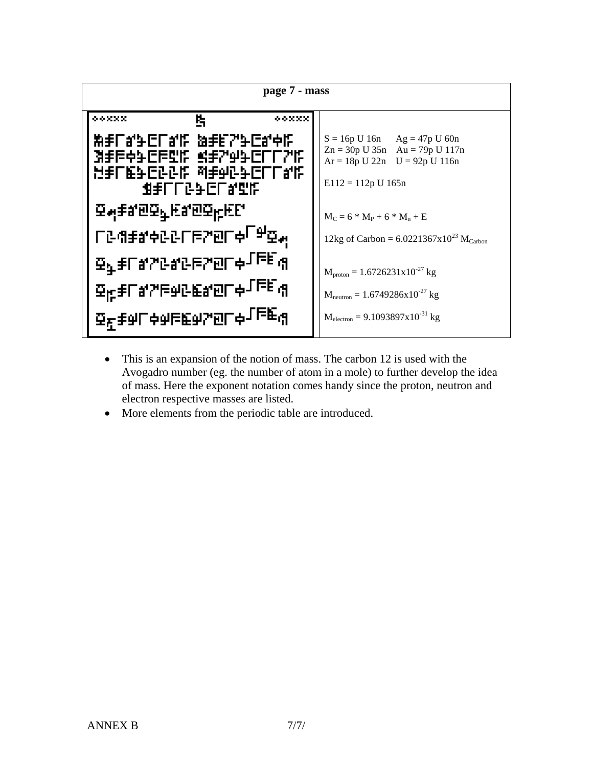**page 7 - mass**

| (alien glyph panel) | $S = 16p \cup 16n$ $Ag = 47p \cup 60n$ <br> $Zn = 30p \cup 35n$ $Au = 79p \cup 117n$ <br> $Ar = 18p \cup 22n$ $U = 92p \cup 116n$ <br><br> $E112 = 112p \cup 165n$ <br><br> $M_C = 6 * M_P + 6 * M_n + E$ <br> 12kg of Carbon = $6.0221367 \times 10^{23} M_{Carbon}$ <br><br> $M_{proton} = 1.6726231 \times 10^{-27}$ kg <br> $M_{neutron} = 1.6749286 \times 10^{-27}$ kg <br> $M_{electron} = 9.1093897 \times 10^{-31}$ kg |
|---|---|

- This is an expansion of the notion of mass. The carbon 12 is used with the Avogadro number (eg. the number of atom in a mole) to further develop the idea of mass. Here the exponent notation comes handy since the proton, neutron and electron respective masses are listed.
- More elements from the periodic table are introduced.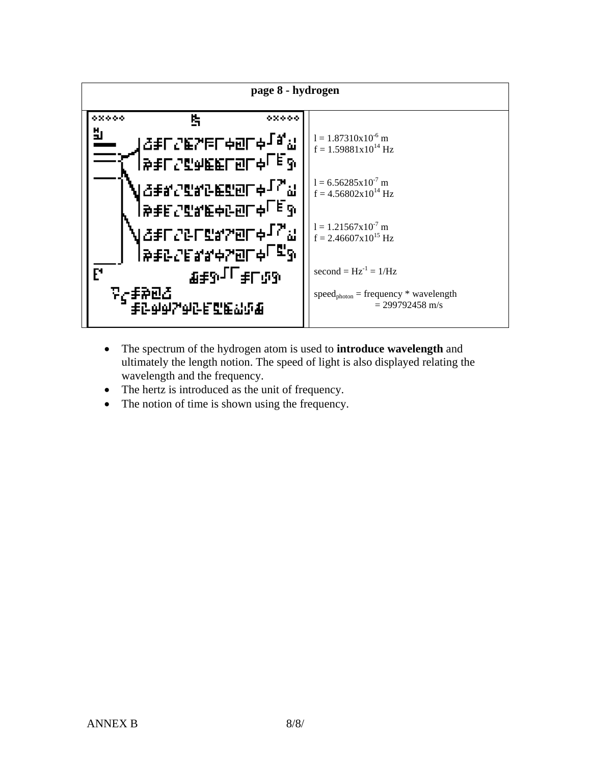| page 8 - hydrogen | |
|---|---|
| | $l = 1.87310 \times 10^{-6}$ m<br>$f = 1.59881 \times 10^{14}$ Hz<br><br>$l = 6.56285 \times 10^{-7}$ m<br>$f = 4.56802 \times 10^{14}$ Hz<br><br>$l = 1.21567 \times 10^{-7}$ m<br>$f = 2.46607 \times 10^{15}$ Hz<br><br>second = $Hz^{-1} = 1/Hz$<br><br>$speed_{photon}$ = frequency * wavelength<br>= 299792458 m/s |

- The spectrum of the hydrogen atom is used to **introduce wavelength** and ultimately the length notion. The speed of light is also displayed relating the wavelength and the frequency.
- The hertz is introduced as the unit of frequency.
- The notion of time is shown using the frequency.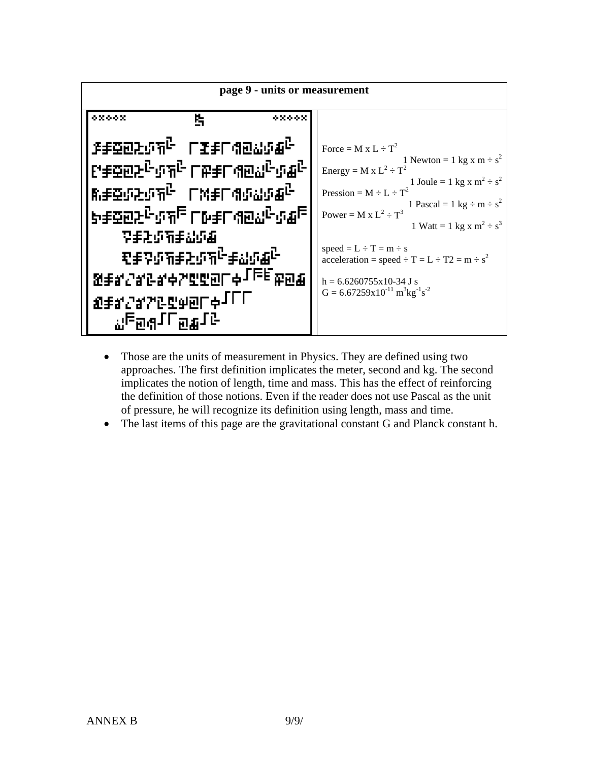| page 9 - units or measurement | |
|---|---|
| | Force = $M \times L \div T^2$ <br> 1 Newton = 1 kg x m ÷ $s^2$ <br> Energy = $M \times L^2 \div T^2$ <br> 1 Joule = 1 kg x $m^2 \div s^2$ <br> Pression = $M \div L \div T^2$ <br> 1 Pascal = 1 kg ÷ m ÷ $s^2$ <br> Power = $M \times L^2 \div T^3$ <br> 1 Watt = 1 kg x $m^2 \div s^3$ <br><br> speed = L ÷ T = m ÷ s <br> acceleration = speed ÷ T = L ÷ T2 = m ÷ $s^2$ <br><br> h = 6.6260755x10-34 J s <br> G = $6.67259 \times 10^{-11}\ m^3 kg^{-1} s^{-2}$ |

- Those are the units of measurement in Physics. They are defined using two approaches. The first definition implicates the meter, second and kg. The second implicates the notion of length, time and mass. This has the effect of reinforcing the definition of those notions. Even if the reader does not use Pascal as the unit of pressure, he will recognize its definition using length, mass and time.
- The last items of this page are the gravitational constant G and Planck constant h.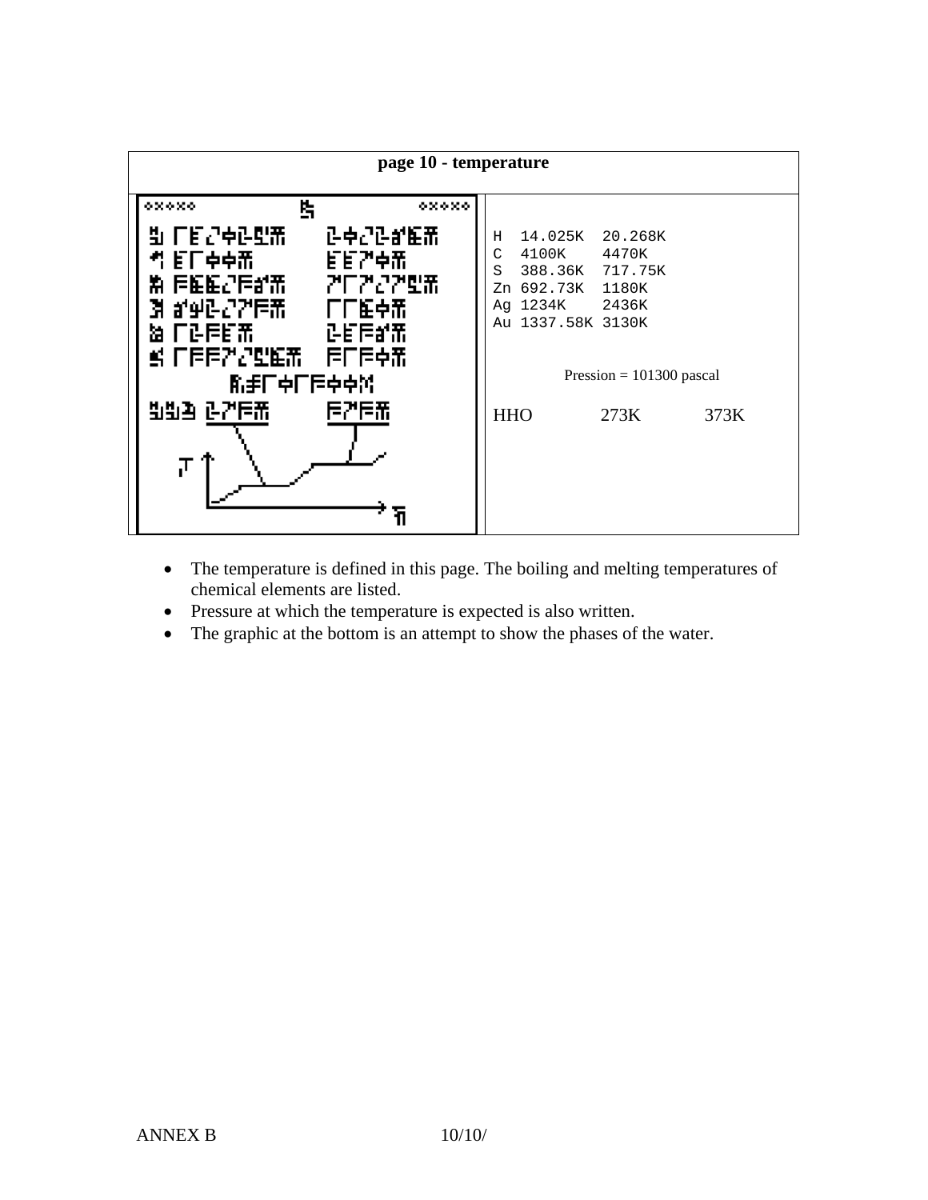| page 10 - temperature | |
|---|---|
| | H 14.025K 20.268K<br>C 4100K 4470K<br>S 388.36K 717.75K<br>Zn 692.73K 1180K<br>Ag 1234K 2436K<br>Au 1337.58K 3130K<br><br>Pression = 101300 pascal<br><br>HHO 273K 373K |

- The temperature is defined in this page. The boiling and melting temperatures of chemical elements are listed.
- Pressure at which the temperature is expected is also written.
- The graphic at the bottom is an attempt to show the phases of the water.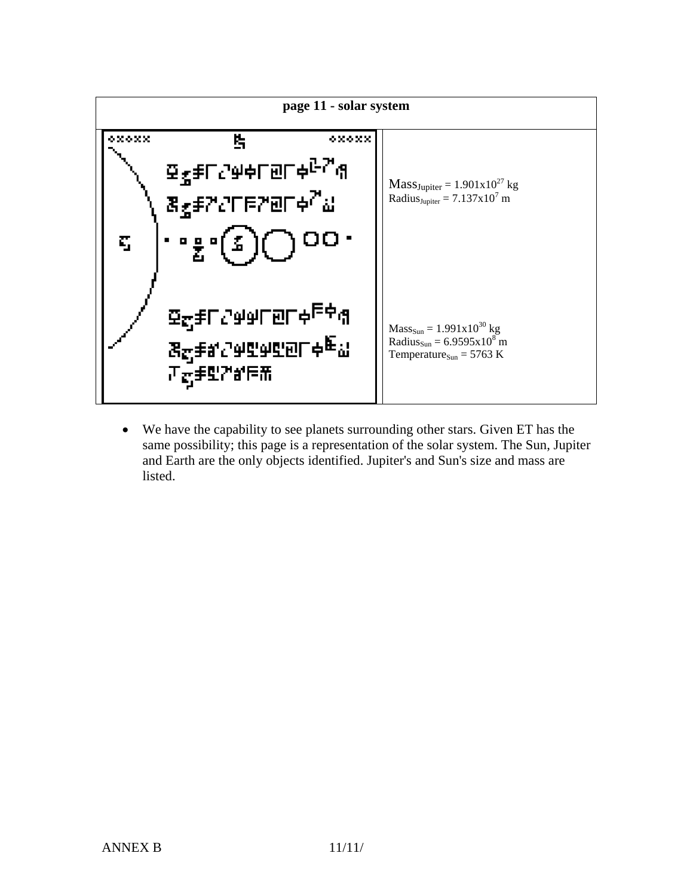| page 11 - solar system | |
|---|---|
| | $Mass_{Jupiter} = 1.901x10^{27}$ kg<br>$Radius_{Jupiter} = 7.137x10^{7}$ m<br><br>$Mass_{Sun} = 1.991x10^{30}$ kg<br>$Radius_{Sun} = 6.9595x10^{8}$ m<br>$Temperature_{Sun} = 5763$ K |

- We have the capability to see planets surrounding other stars. Given ET has the same possibility; this page is a representation of the solar system. The Sun, Jupiter and Earth are the only objects identified. Jupiter's and Sun's size and mass are listed.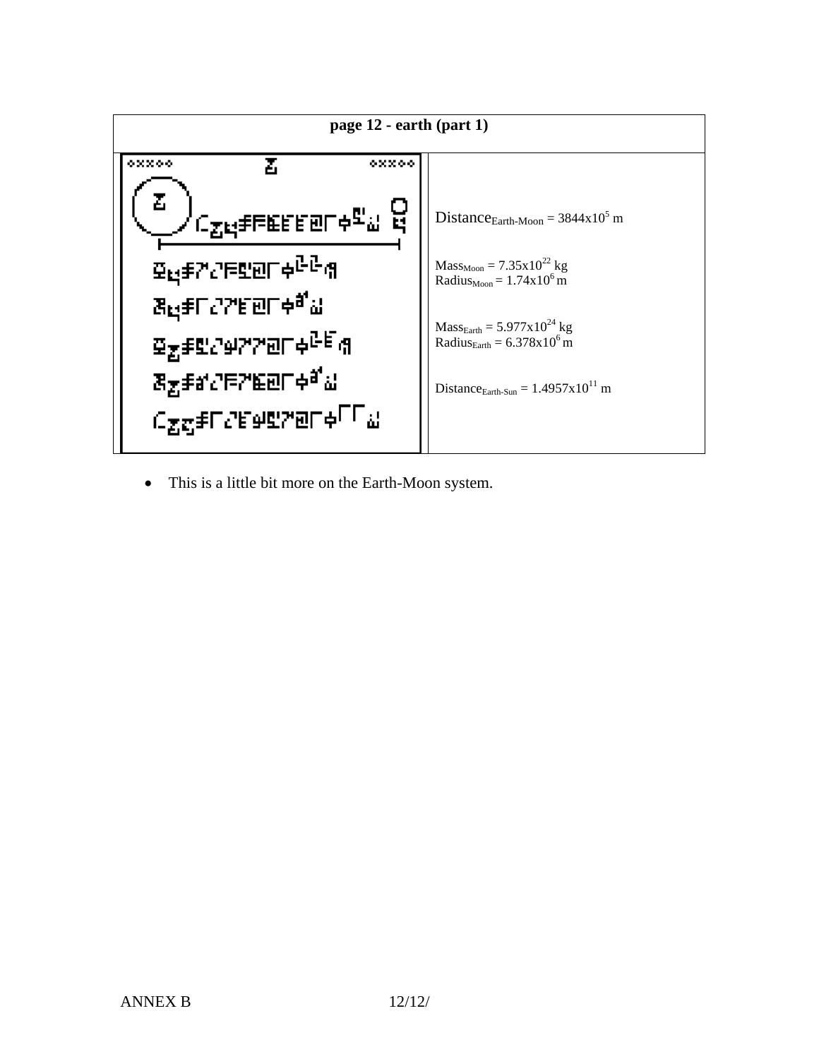| page 12 - earth (part 1) | |
|---|---|
| | $Distance_{Earth-Moon} = 3844x10^5$ m<br><br>$Mass_{Moon} = 7.35x10^{22}$ kg<br>$Radius_{Moon} = 1.74x10^6$ m<br><br>$Mass_{Earth} = 5.977x10^{24}$ kg<br>$Radius_{Earth} = 6.378x10^6$ m<br><br>$Distance_{Earth-Sun} = 1.4957x10^{11}$ m |

- This is a little bit more on the Earth-Moon system.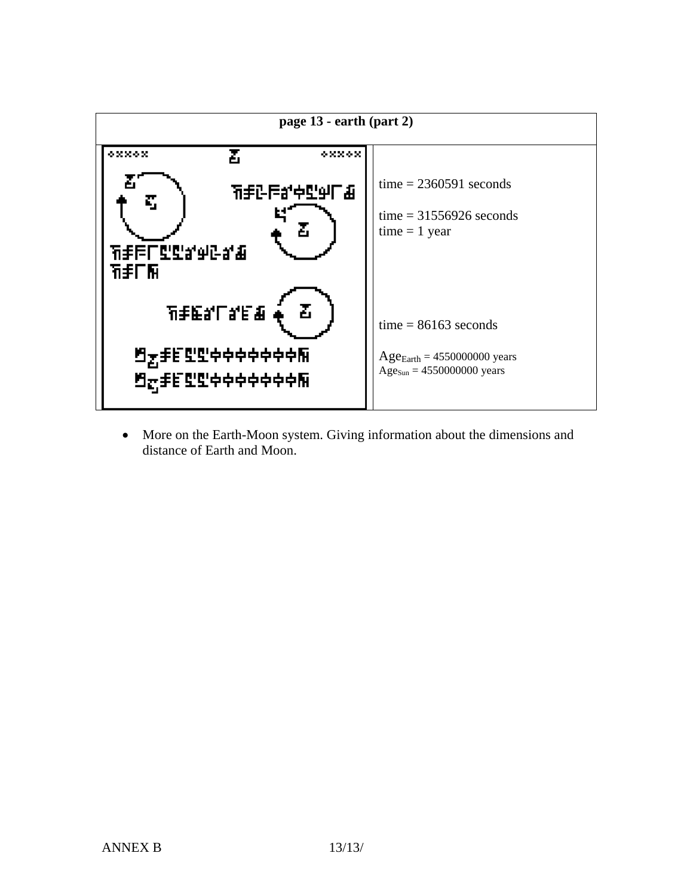| page 13 - earth (part 2) | |
|---|---|
| | time = 2360591 seconds<br><br>time = 31556926 seconds<br>time = 1 year<br><br>time = 86163 seconds<br><br>$Age_{Earth}$ = 4550000000 years<br>$Age_{Sun}$ = 4550000000 years |

- More on the Earth-Moon system. Giving information about the dimensions and distance of Earth and Moon.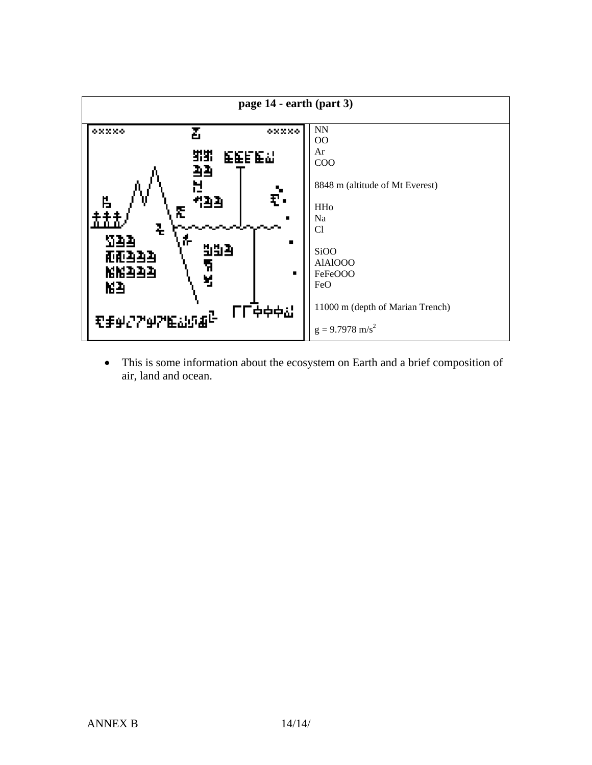| page 14 - earth (part 3) | |
|---|---|
| | NN<br>OO<br>Ar<br>COO<br><br>8848 m (altitude of Mt Everest)<br><br>HHo<br>Na<br>Cl<br><br>SiOO<br>AlAlOOO<br>FeFeOOO<br>FeO<br><br>11000 m (depth of Marian Trench)<br><br>$g = 9.7978\ m/s^2$ |

- This is some information about the ecosystem on Earth and a brief composition of air, land and ocean.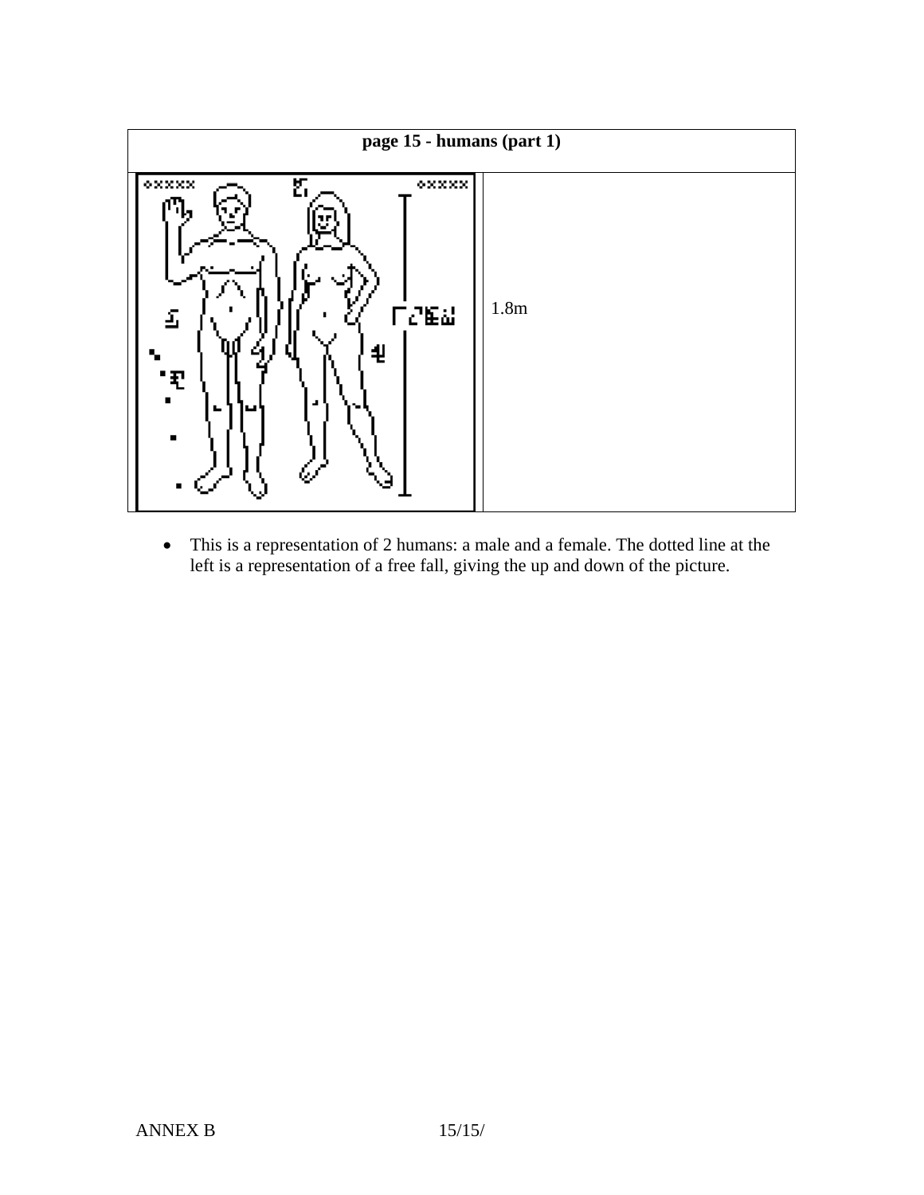| page 15 - humans (part 1) | |
|---|---|
| | 1.8m |

- This is a representation of 2 humans: a male and a female. The dotted line at the left is a representation of a free fall, giving the up and down of the picture.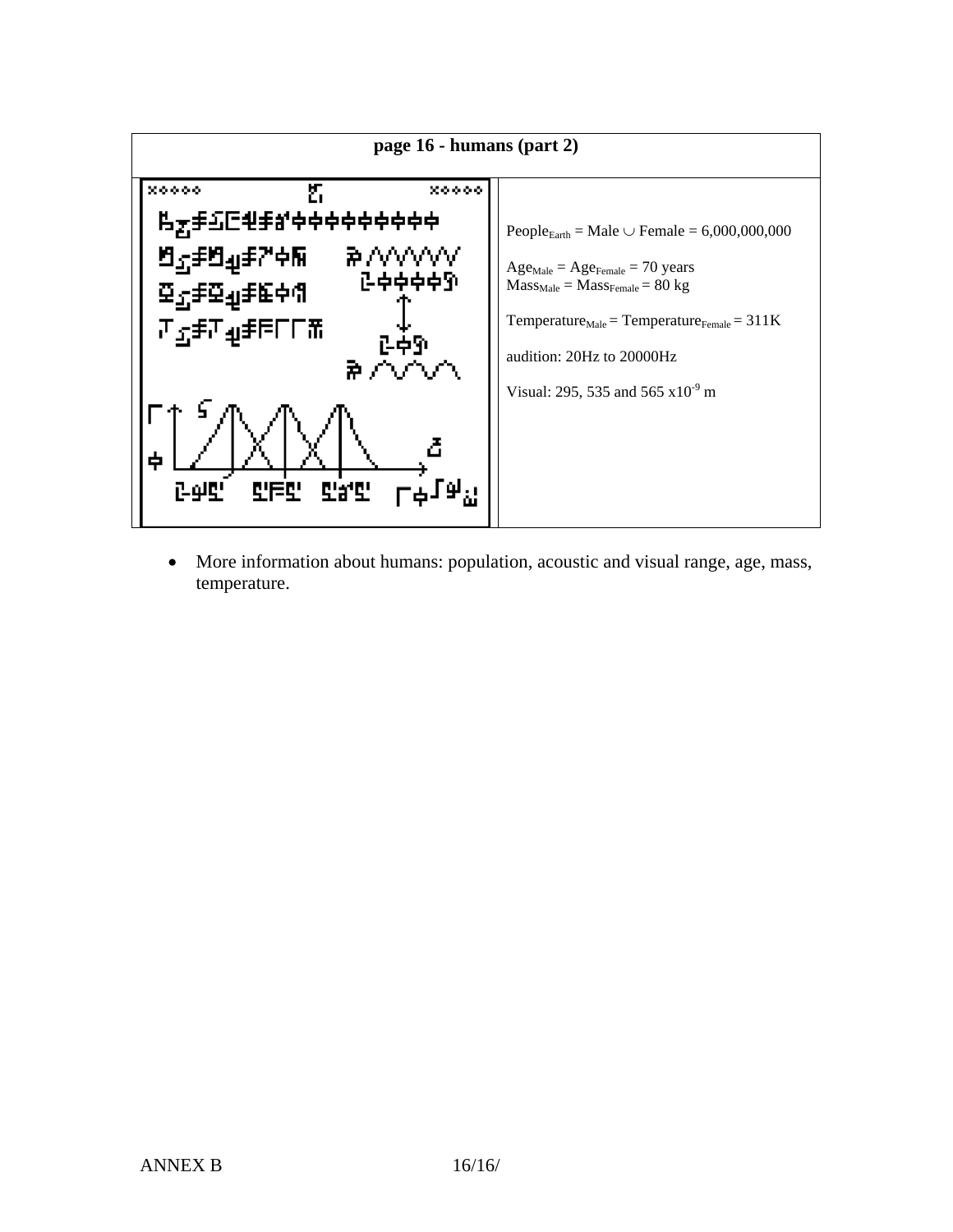| page 16 - humans (part 2) | |
|---|---|
| | $People_{Earth}$ = Male ∪ Female = 6,000,000,000<br><br>$Age_{Male} = Age_{Female}$ = 70 years<br>$Mass_{Male} = Mass_{Female}$ = 80 kg<br><br>$Temperature_{Male} = Temperature_{Female}$ = 311K<br><br>audition: 20Hz to 20000Hz<br><br>Visual: 295, 535 and 565 $x10^{-9}$ m |

- More information about humans: population, acoustic and visual range, age, mass, temperature.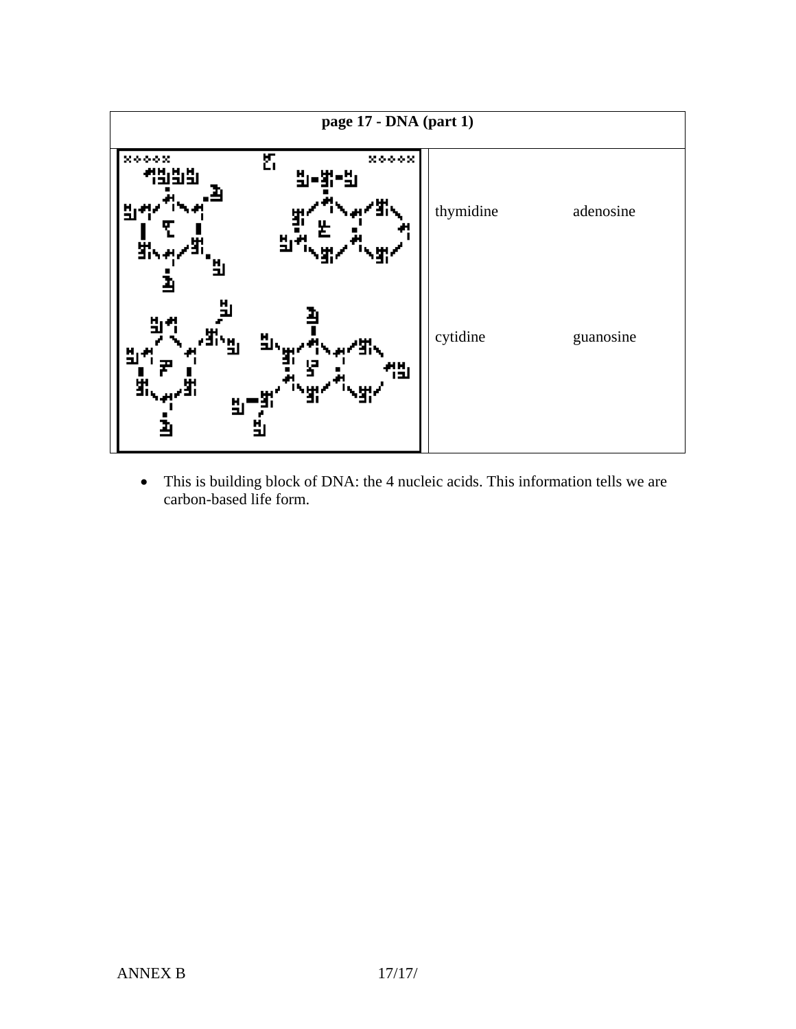| page 17 - DNA (part 1) | |
|---|---|
| | thymidine adenosine<br><br>cytidine guanosine |

- This is building block of DNA: the 4 nucleic acids. This information tells we are carbon-based life form.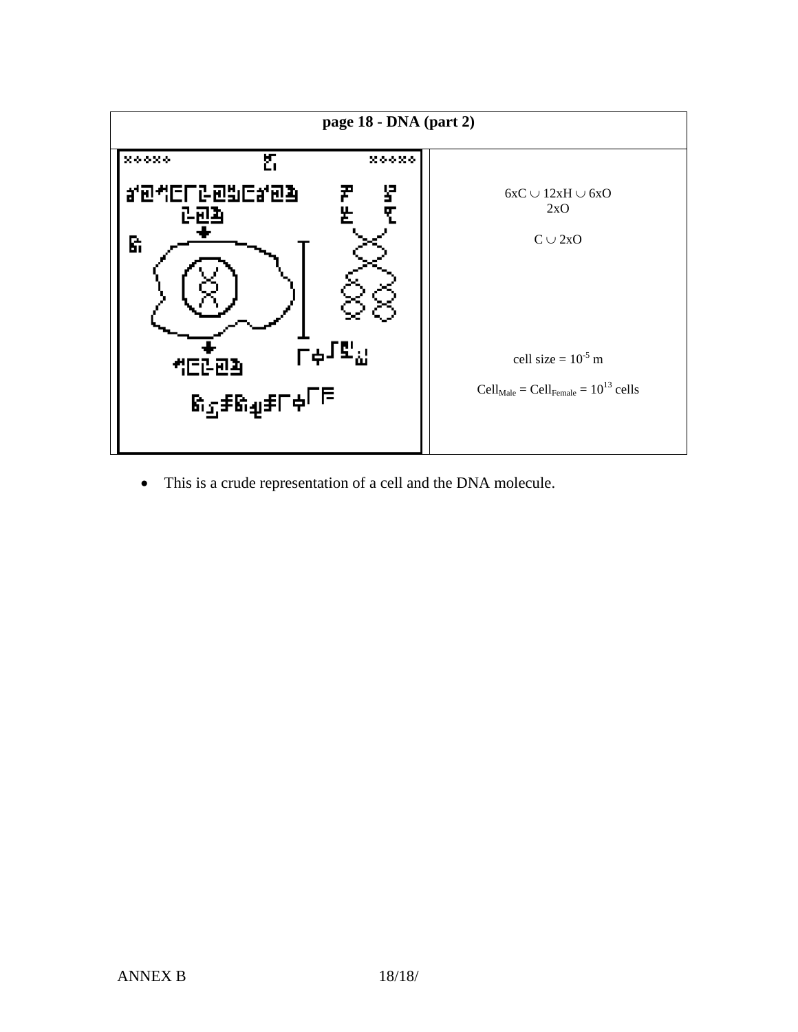| page 18 - DNA (part 2) | |
|---|---|
| | $6xC \cup 12xH \cup 6xO$<br>$2xO$<br><br>$C \cup 2xO$<br><br><br>cell size = $10^{-5}$ m<br><br>$Cell_{Male} = Cell_{Female} = 10^{13}$ cells |

- This is a crude representation of a cell and the DNA molecule.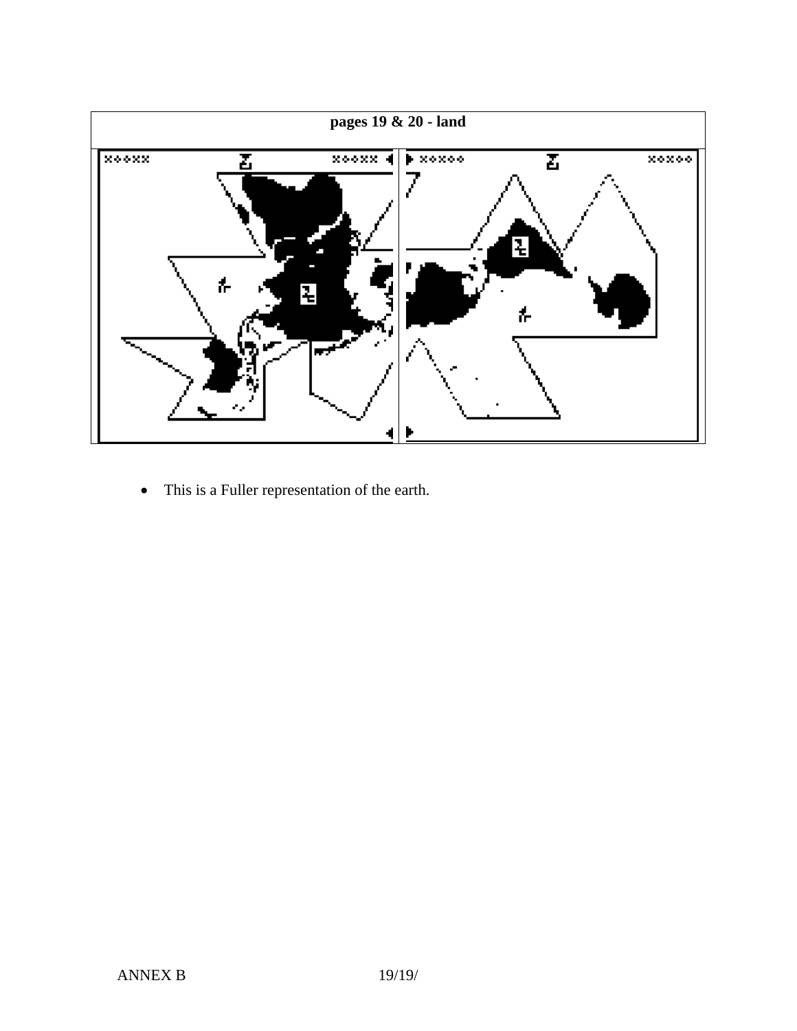**pages 19 & 20 - land**

- This is a Fuller representation of the earth.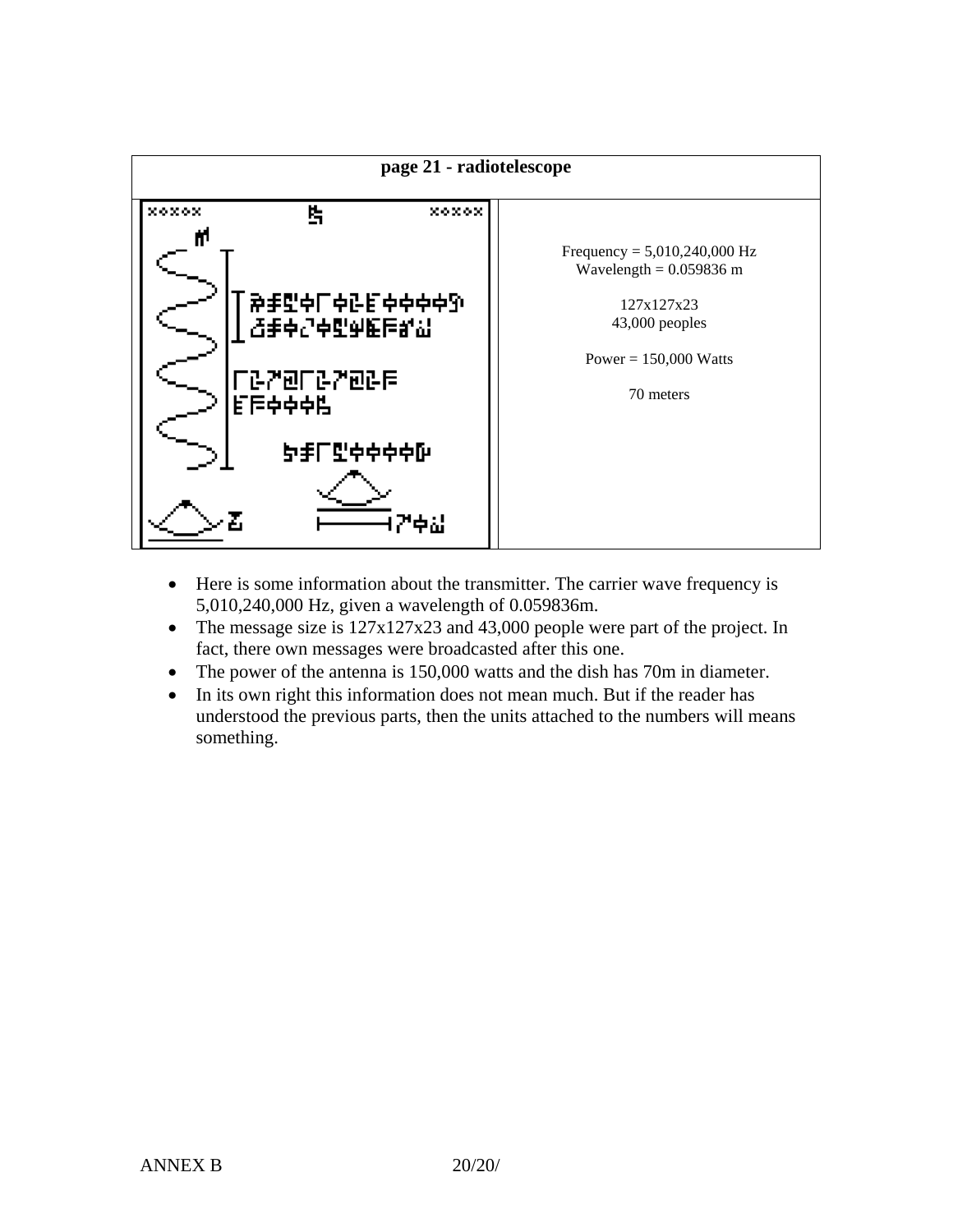| page 21 - radiotelescope | |
|---|---|
| | Frequency = 5,010,240,000 Hz<br>Wavelength = 0.059836 m<br><br>127x127x23<br>43,000 peoples<br><br>Power = 150,000 Watts<br><br>70 meters |

- Here is some information about the transmitter. The carrier wave frequency is 5,010,240,000 Hz, given a wavelength of 0.059836m.
- The message size is 127x127x23 and 43,000 people were part of the project. In fact, there own messages were broadcasted after this one.
- The power of the antenna is 150,000 watts and the dish has 70m in diameter.
- In its own right this information does not mean much. But if the reader has understood the previous parts, then the units attached to the numbers will means something.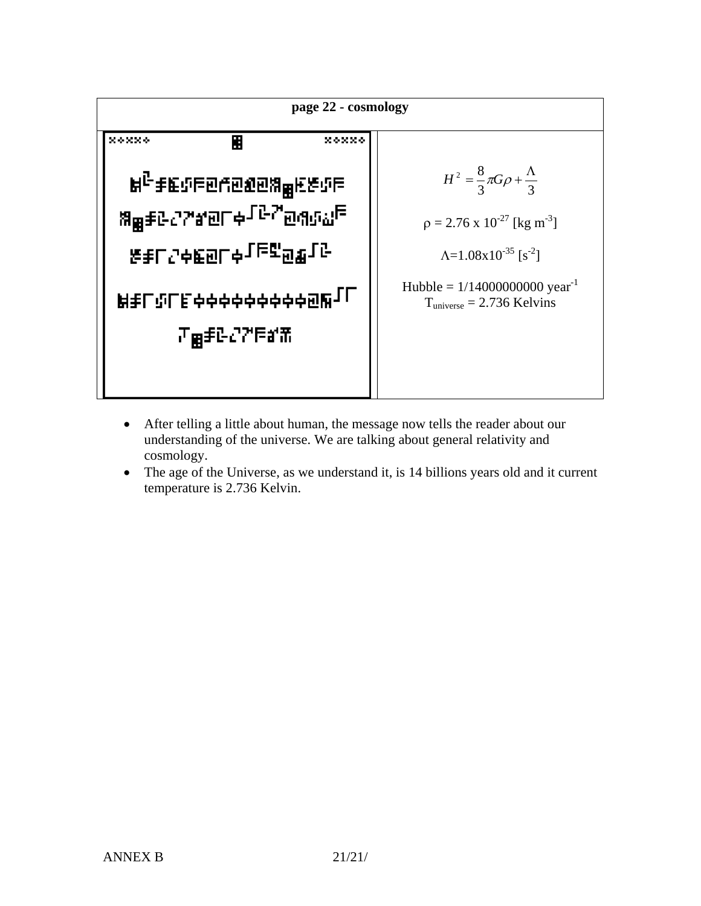| page 22 - cosmology | |
|---|---|
| | $$H^2 = \frac{8}{3}\pi G\rho + \frac{\Lambda}{3}$$ $\rho$ = 2.76 x $10^{-27}$ [kg $m^{-3}$] $\Lambda$=1.08x$10^{-35}$ [$s^{-2}$] Hubble = 1/14000000000 $year^{-1}$ $T_{universe}$ = 2.736 Kelvins |

- After telling a little about human, the message now tells the reader about our understanding of the universe. We are talking about general relativity and cosmology.
- The age of the Universe, as we understand it, is 14 billions years old and it current temperature is 2.736 Kelvin.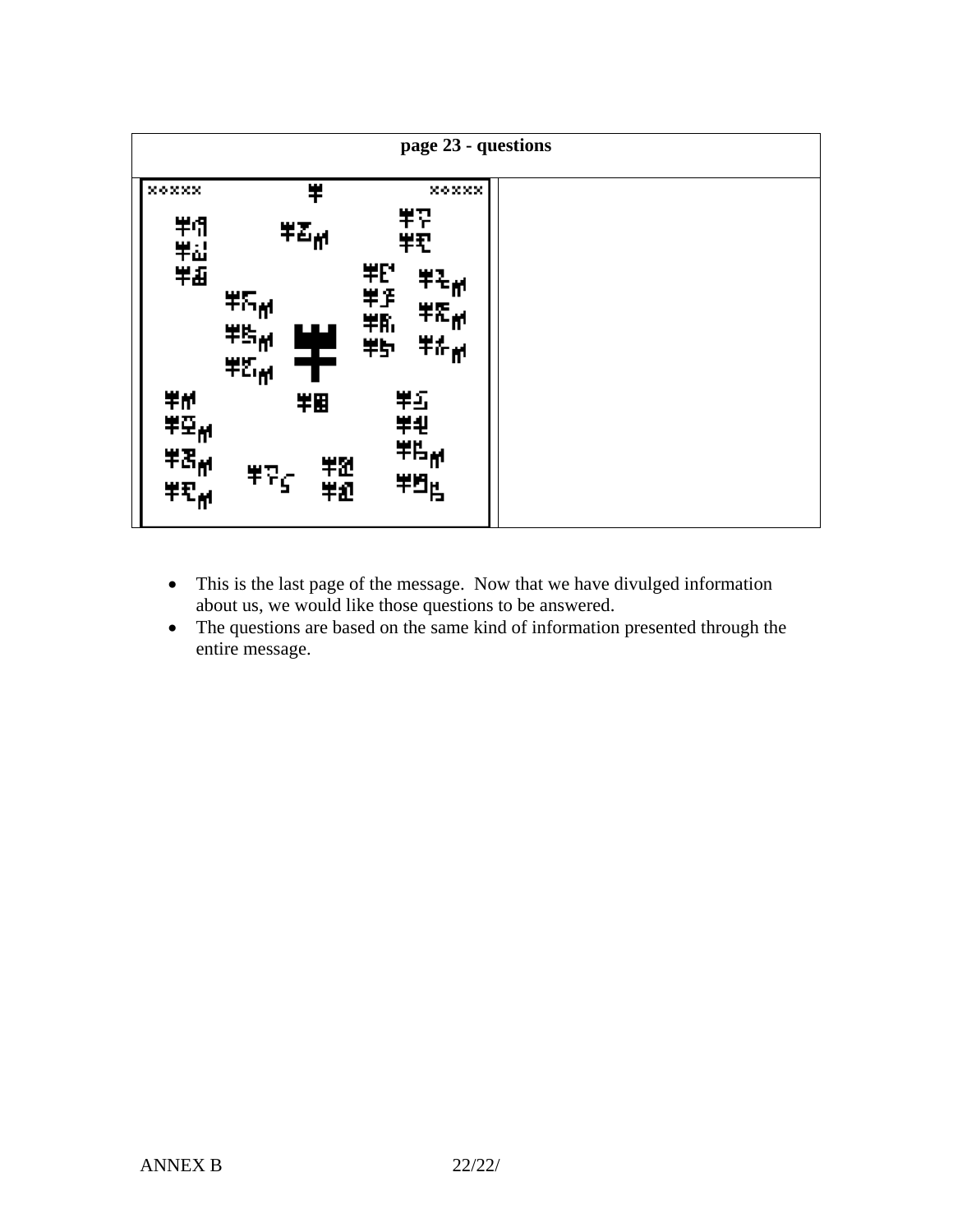| page 23 - questions | |
|---|---|
| | |

- This is the last page of the message. Now that we have divulged information about us, we would like those questions to be answered.
- The questions are based on the same kind of information presented through the entire message.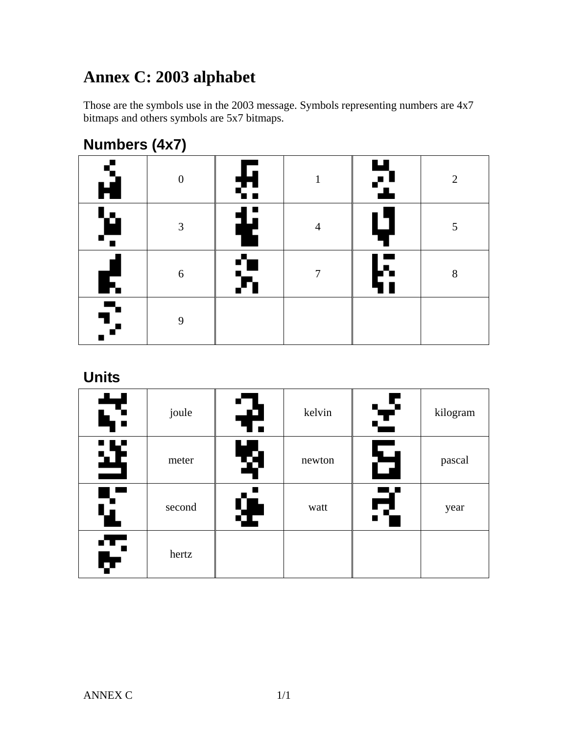# Annex C: 2003 alphabet

Those are the symbols use in the 2003 message. Symbols representing numbers are 4x7 bitmaps and others symbols are 5x7 bitmaps.

## Numbers (4x7)

| | | | | | |
|---|---|---|---|---|---|
| | 0 | | 1 | | 2 |
| | 3 | | 4 | | 5 |
| | 6 | | 7 | | 8 |
| | 9 | | | | |

## Units

| | | | | | |
|---|---|---|---|---|---|
| | joule | | kelvin | | kilogram |
| | meter | | newton | | pascal |
| | second | | watt | | year |
| | hertz | | | | |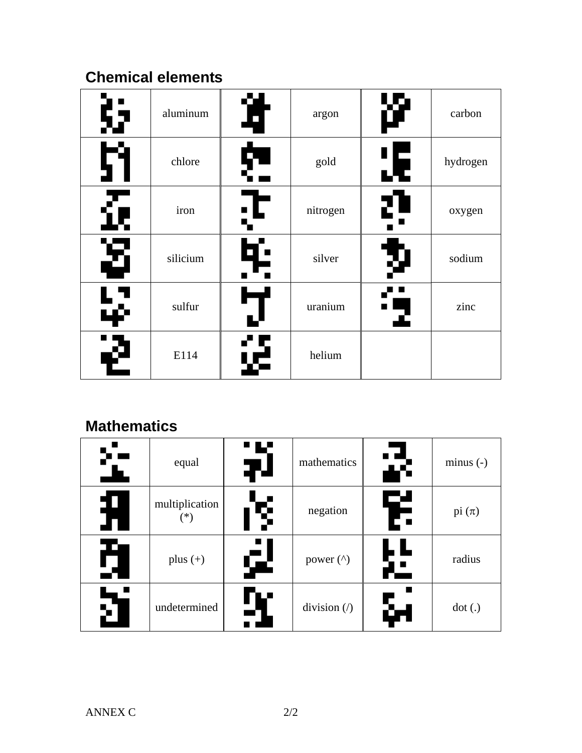## Chemical elements

| | | | | | |
|---|---|---|---|---|---|
| | aluminum | | argon | | carbon |
| | chlore | | gold | | hydrogen |
| | iron | | nitrogen | | oxygen |
| | silicium | | silver | | sodium |
| | sulfur | | uranium | | zinc |
| | E114 | | helium | | |

## Mathematics

| | | | | | |
|---|---|---|---|---|---|
| | equal | | mathematics | | minus (-) |
| | multiplication (*) | | negation | | pi ($\pi$) |
| | plus (+) | | power (^) | | radius |
| | undetermined | | division (/) | | dot (.) |

ANNEX C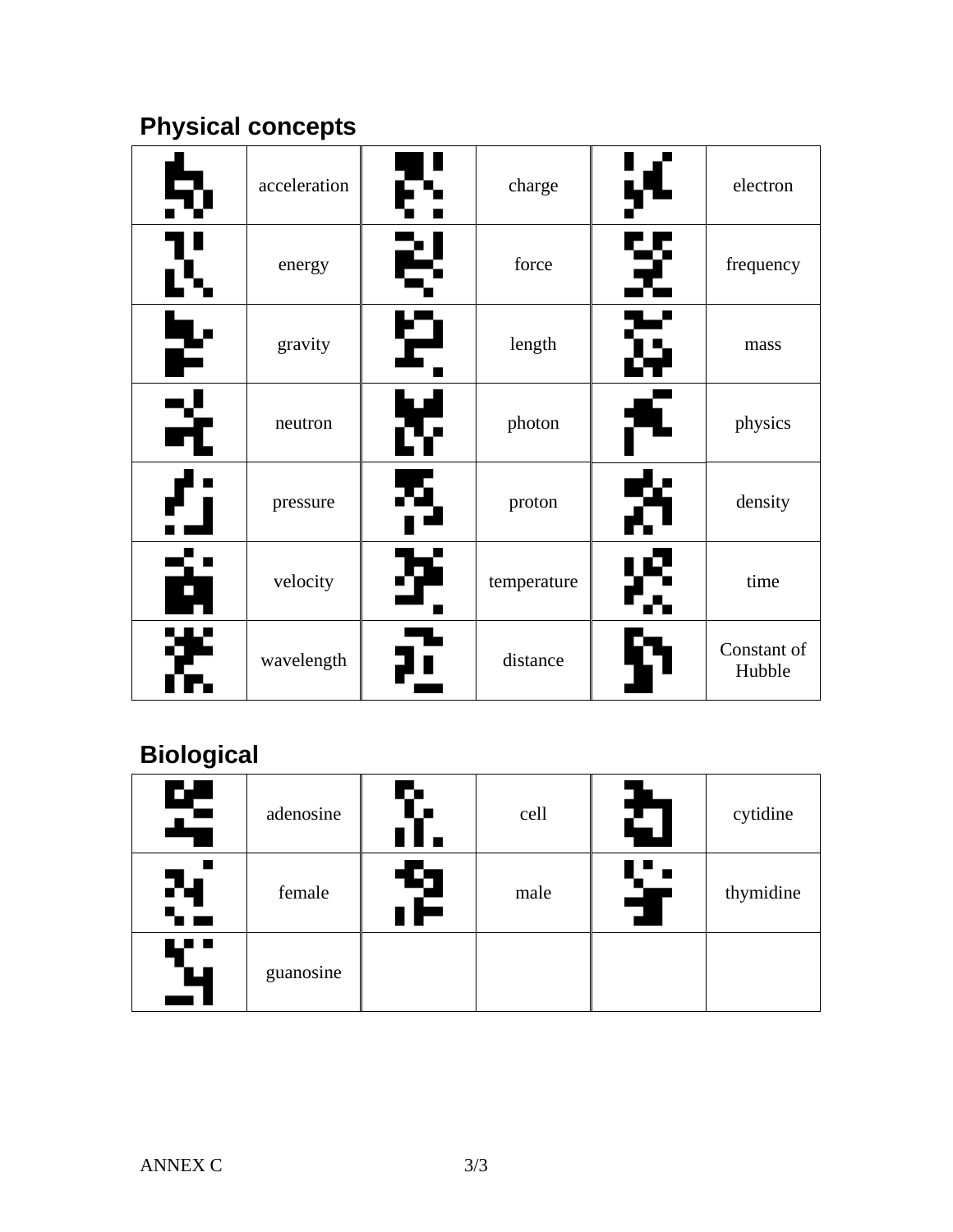## Physical concepts

| | | | | | |
|---|---|---|---|---|---|
| | acceleration | | charge | | electron |
| | energy | | force | | frequency |
| | gravity | | length | | mass |
| | neutron | | photon | | physics |
| | pressure | | proton | | density |
| | velocity | | temperature | | time |
| | wavelength | | distance | | Constant of Hubble |

## Biological

| | | | | | |
|---|---|---|---|---|---|
| | adenosine | | cell | | cytidine |
| | female | | male | | thymidine |
| | guanosine | | | | |

ANNEX C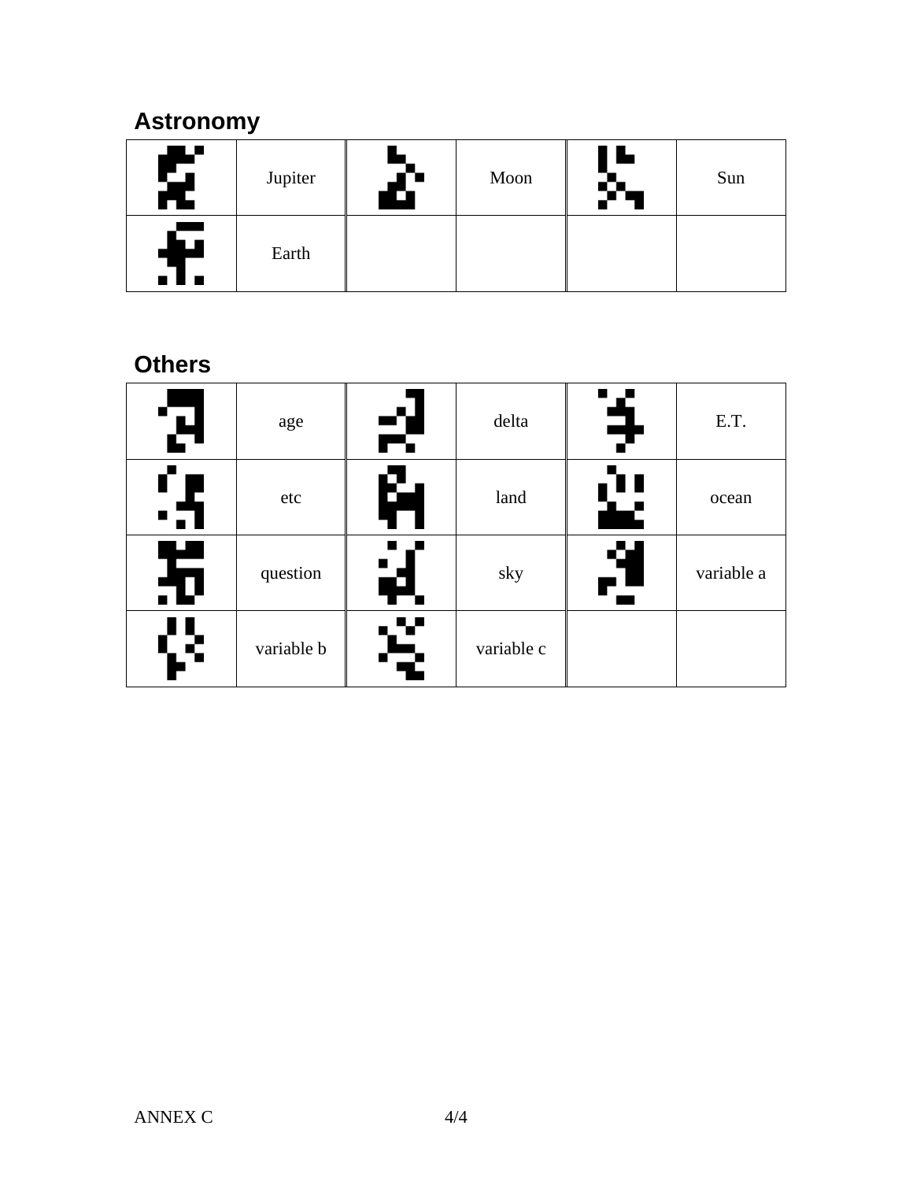## Astronomy

| | | | | | |
|---|---|---|---|---|---|
| | Jupiter | | Moon | | Sun |
| | Earth | | | | |

## Others

| | | | | | |
|---|---|---|---|---|---|
| | age | | delta | | E.T. |
| | etc | | land | | ocean |
| | question | | sky | | variable a |
| | variable b | | variable c | | |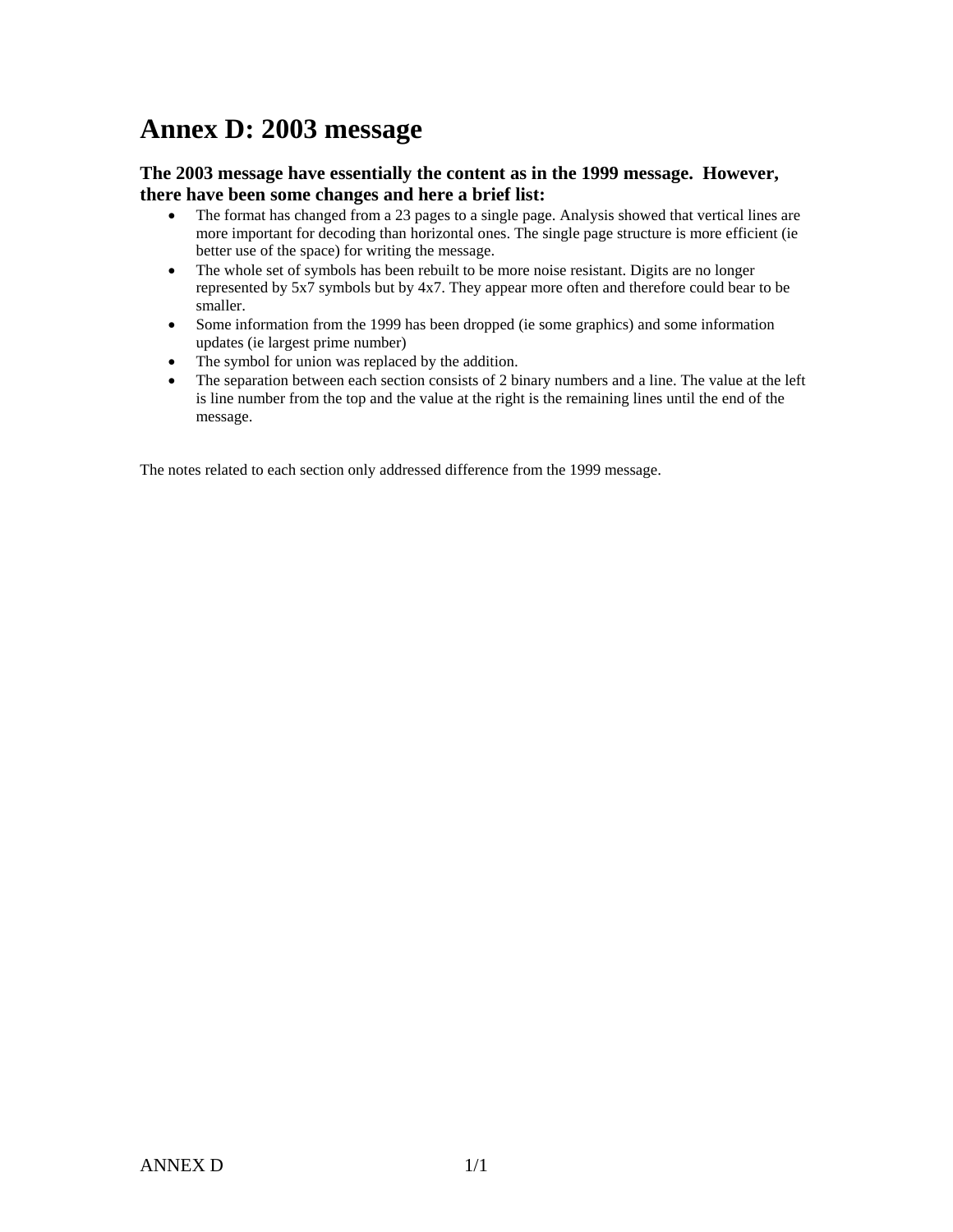# Annex D: 2003 message

### The 2003 message have essentially the content as in the 1999 message. However, there have been some changes and here a brief list:

- The format has changed from a 23 pages to a single page. Analysis showed that vertical lines are more important for decoding than horizontal ones. The single page structure is more efficient (ie better use of the space) for writing the message.
- The whole set of symbols has been rebuilt to be more noise resistant. Digits are no longer represented by 5x7 symbols but by 4x7. They appear more often and therefore could bear to be smaller.
- Some information from the 1999 has been dropped (ie some graphics) and some information updates (ie largest prime number)
- The symbol for union was replaced by the addition.
- The separation between each section consists of 2 binary numbers and a line. The value at the left is line number from the top and the value at the right is the remaining lines until the end of the message.

The notes related to each section only addressed difference from the 1999 message.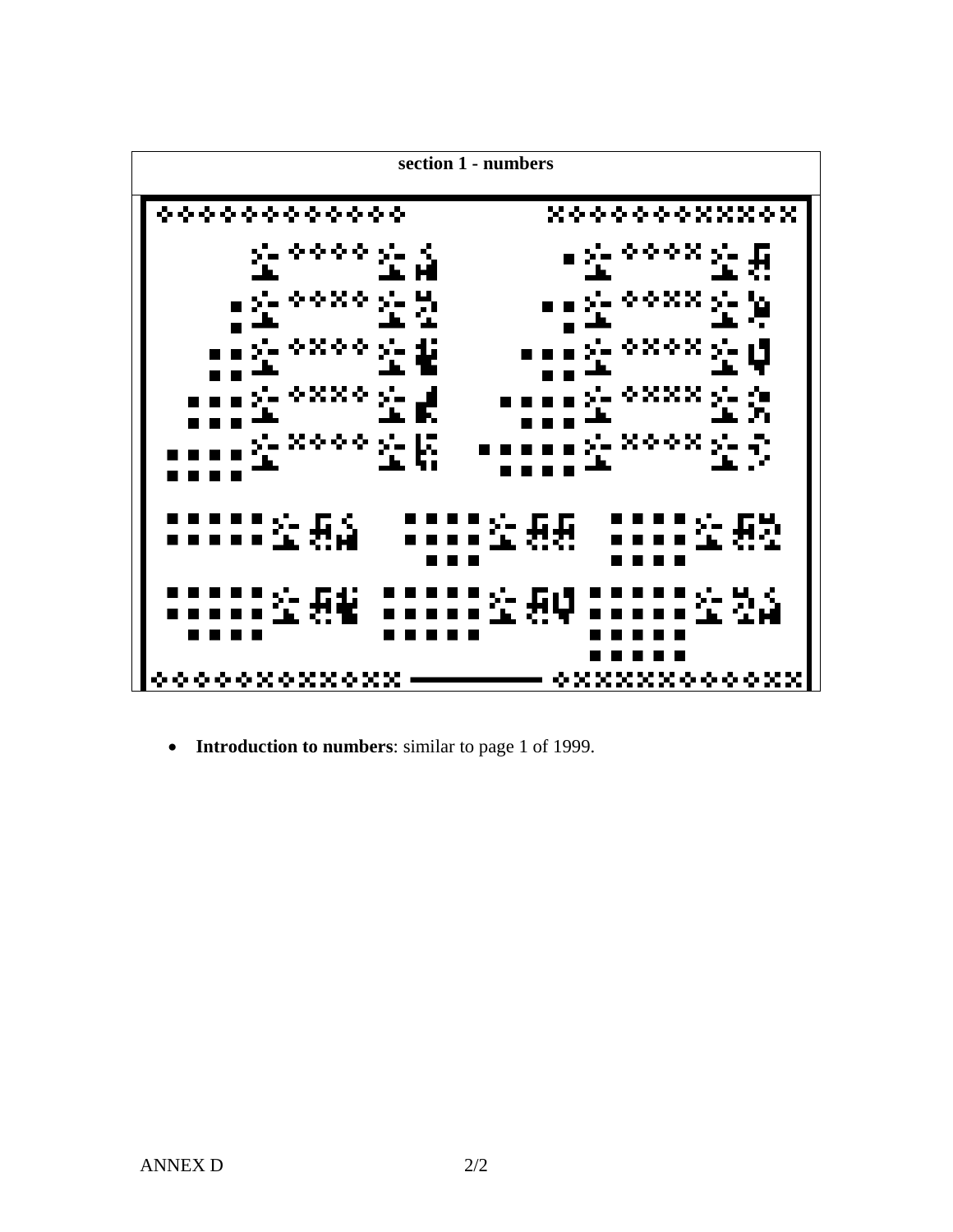**section 1 - numbers**

- **Introduction to numbers**: similar to page 1 of 1999.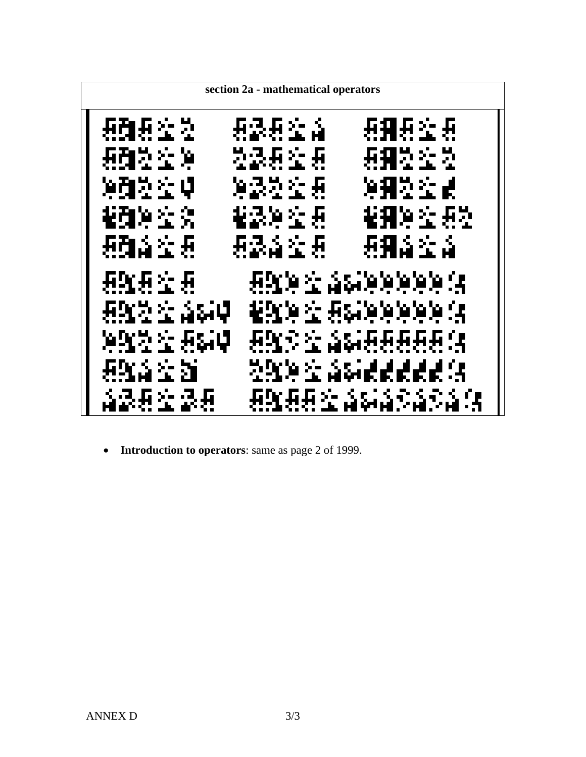**section 2a - mathematical operators**

- **Introduction to operators**: same as page 2 of 1999.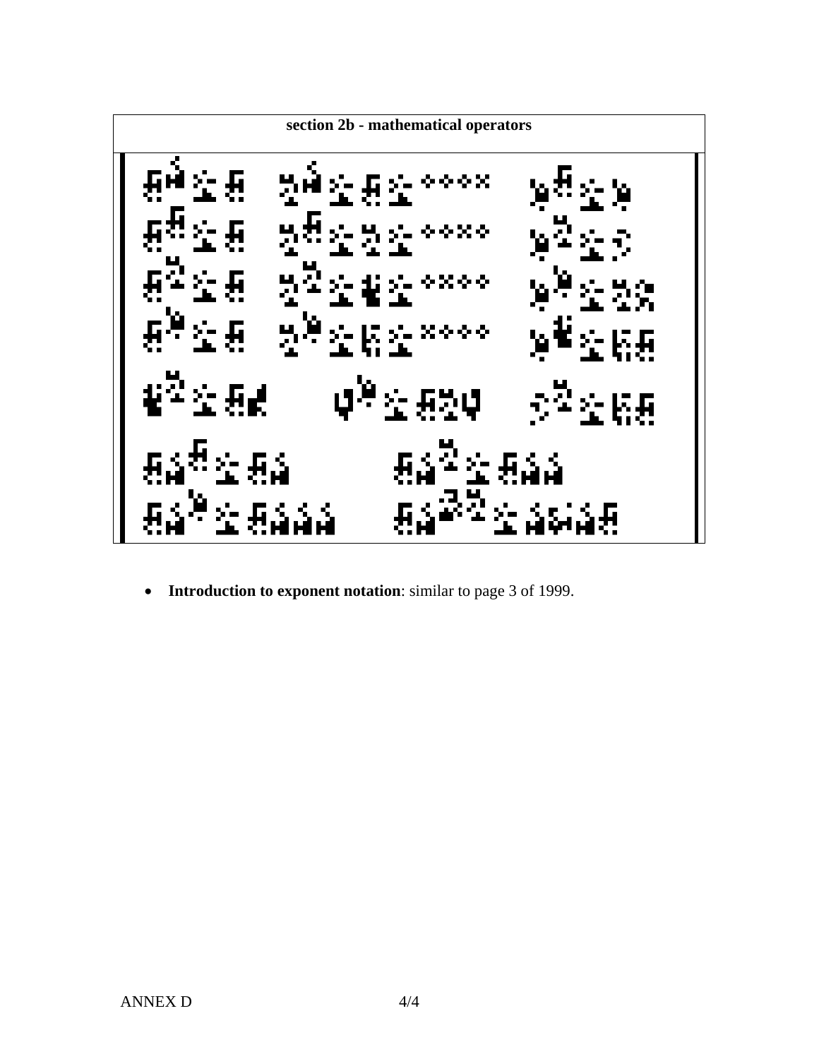**section 2b - mathematical operators**

- **Introduction to exponent notation**: similar to page 3 of 1999.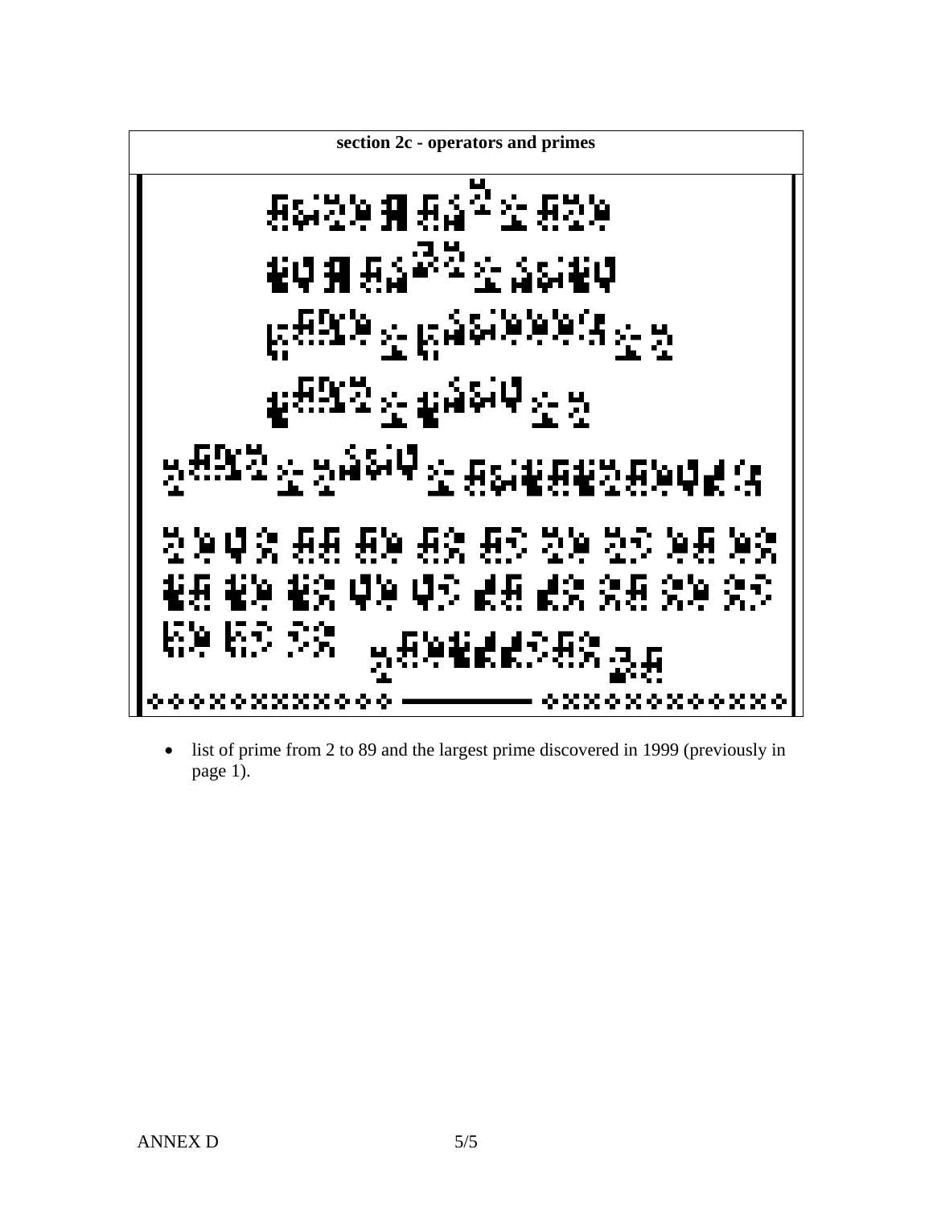**section 2c - operators and primes**

- list of prime from 2 to 89 and the largest prime discovered in 1999 (previously in page 1).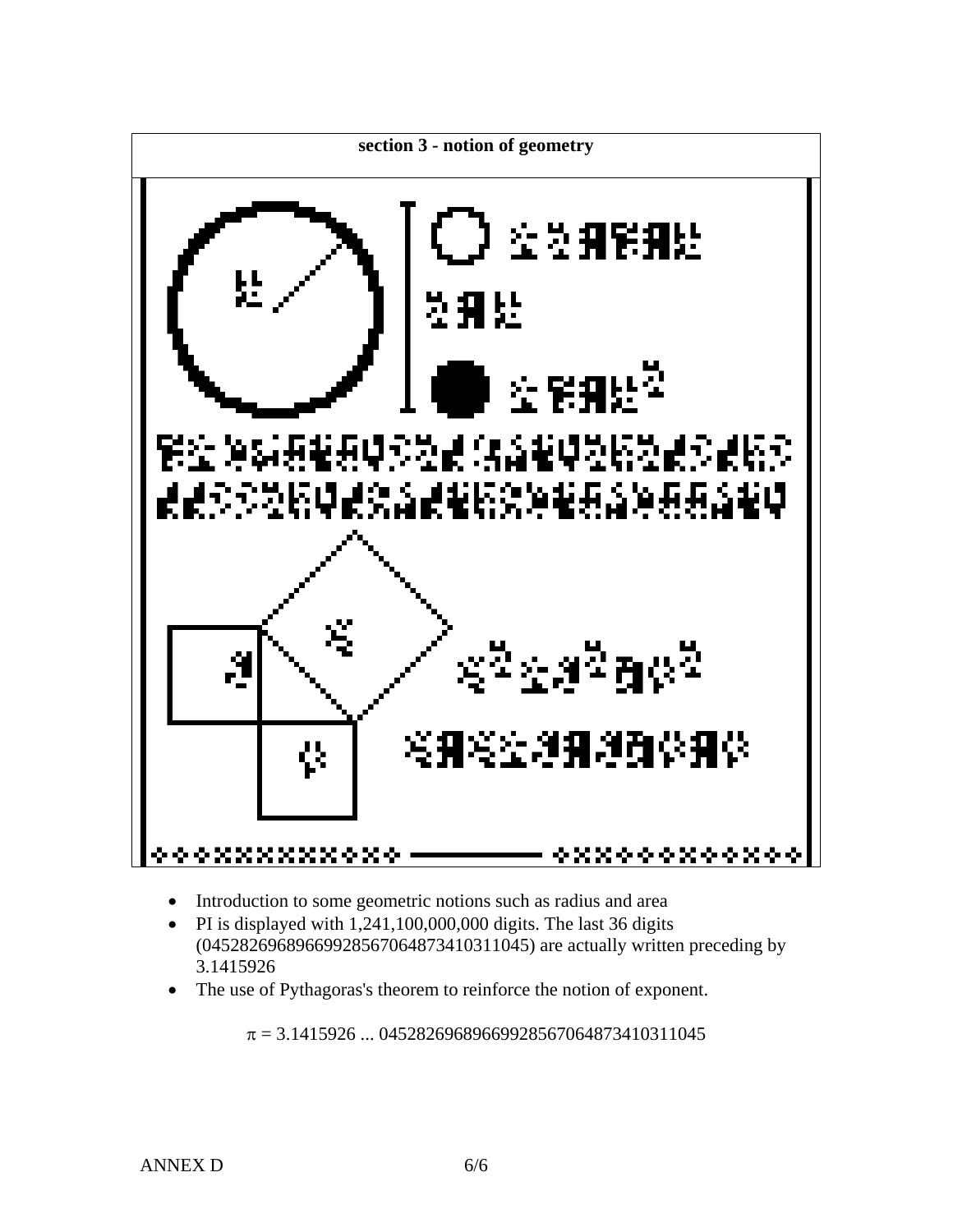**section 3 - notion of geometry**

- Introduction to some geometric notions such as radius and area
- PI is displayed with 1,241,100,000,000 digits. The last 36 digits (045282696896699285670648734103110 45) are actually written preceding by 3.1415926
- The use of Pythagoras's theorem to reinforce the notion of exponent.

$\pi$ = 3.1415926 ... 045282696896699285670648734103110 45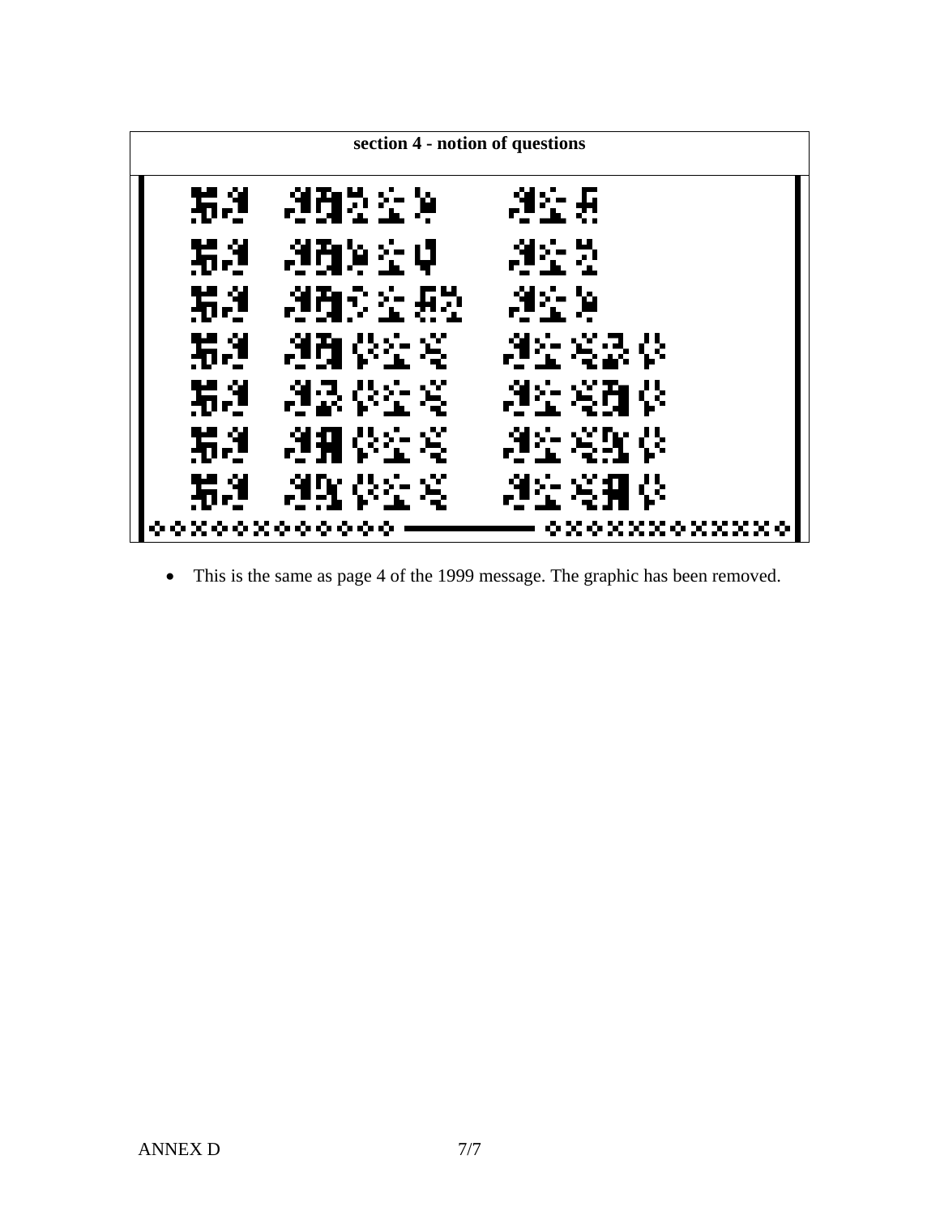**section 4 - notion of questions**

- This is the same as page 4 of the 1999 message. The graphic has been removed.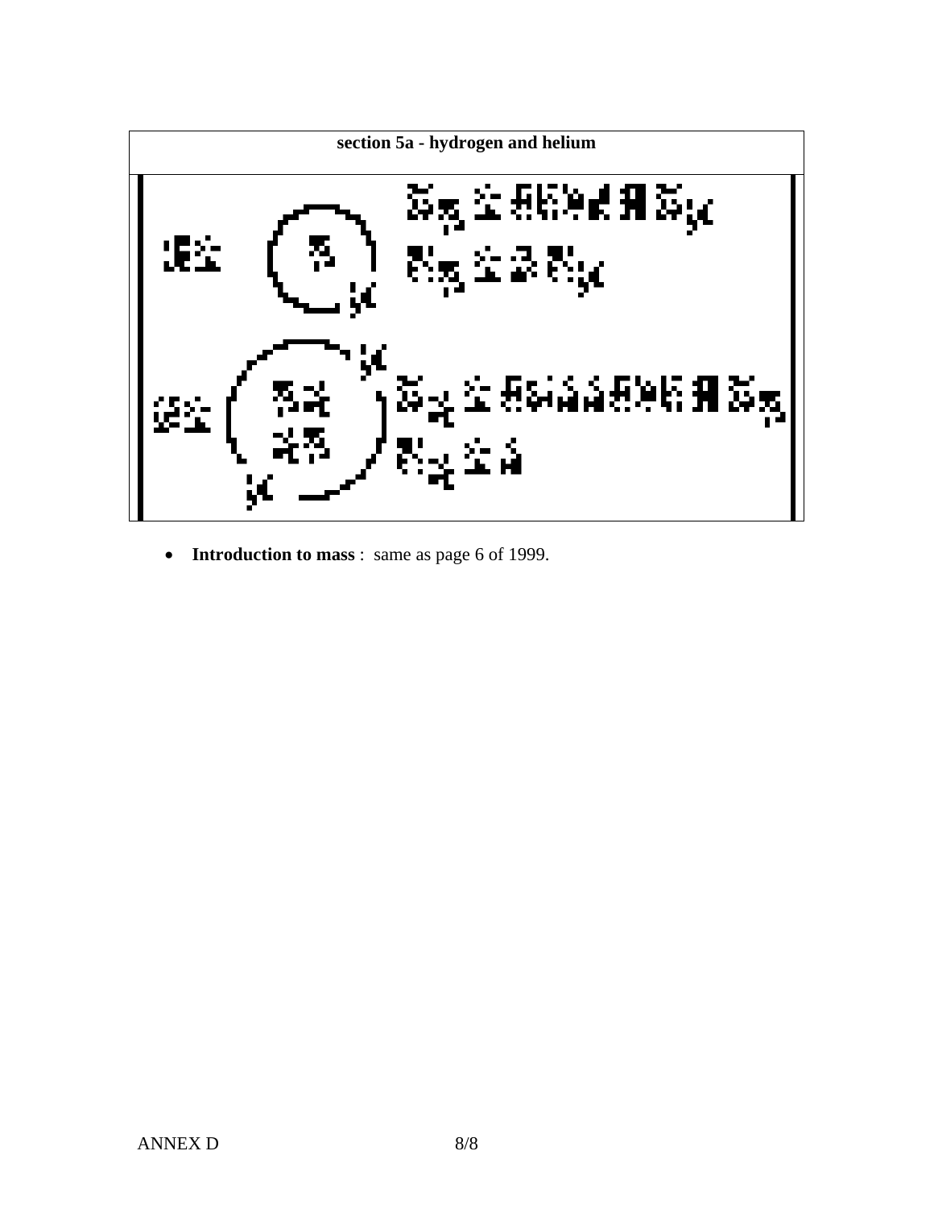**section 5a - hydrogen and helium**

- **Introduction to mass** : same as page 6 of 1999.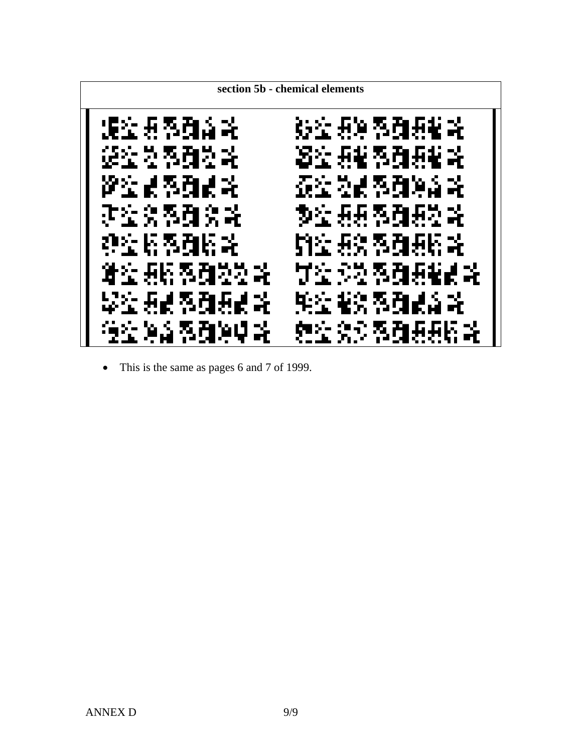**section 5b - chemical elements**

- This is the same as pages 6 and 7 of 1999.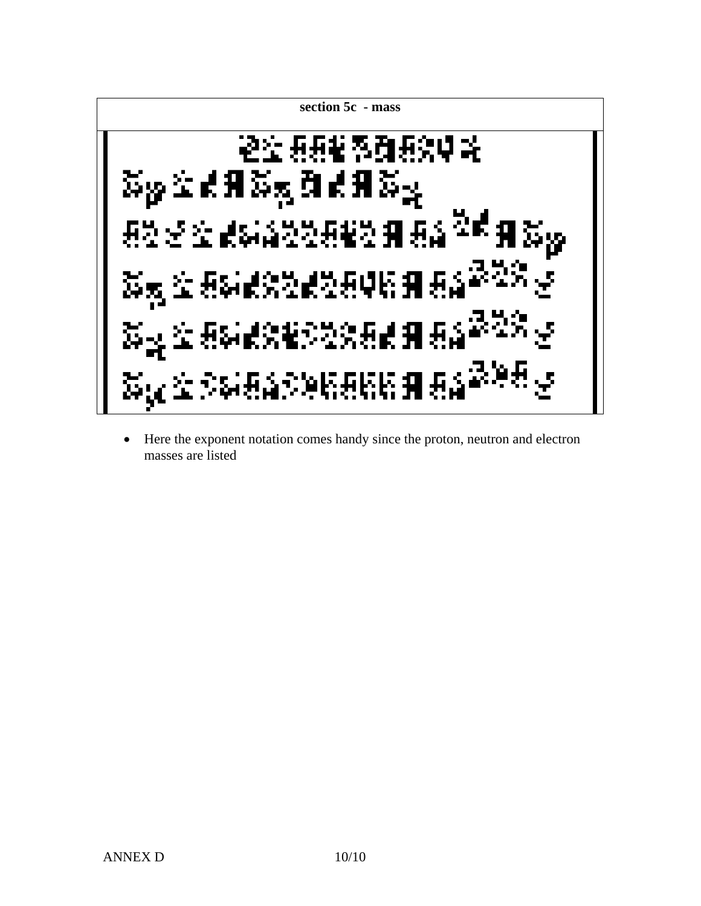**section 5c - mass**

- Here the exponent notation comes handy since the proton, neutron and electron masses are listed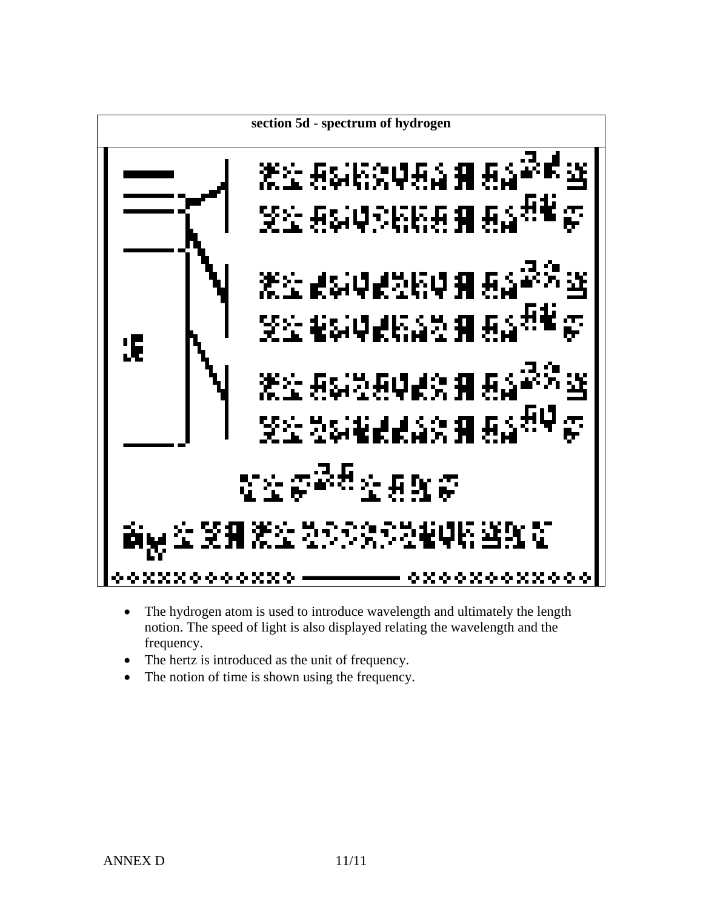**section 5d - spectrum of hydrogen**

- The hydrogen atom is used to introduce wavelength and ultimately the length notion. The speed of light is also displayed relating the wavelength and the frequency.
- The hertz is introduced as the unit of frequency.
- The notion of time is shown using the frequency.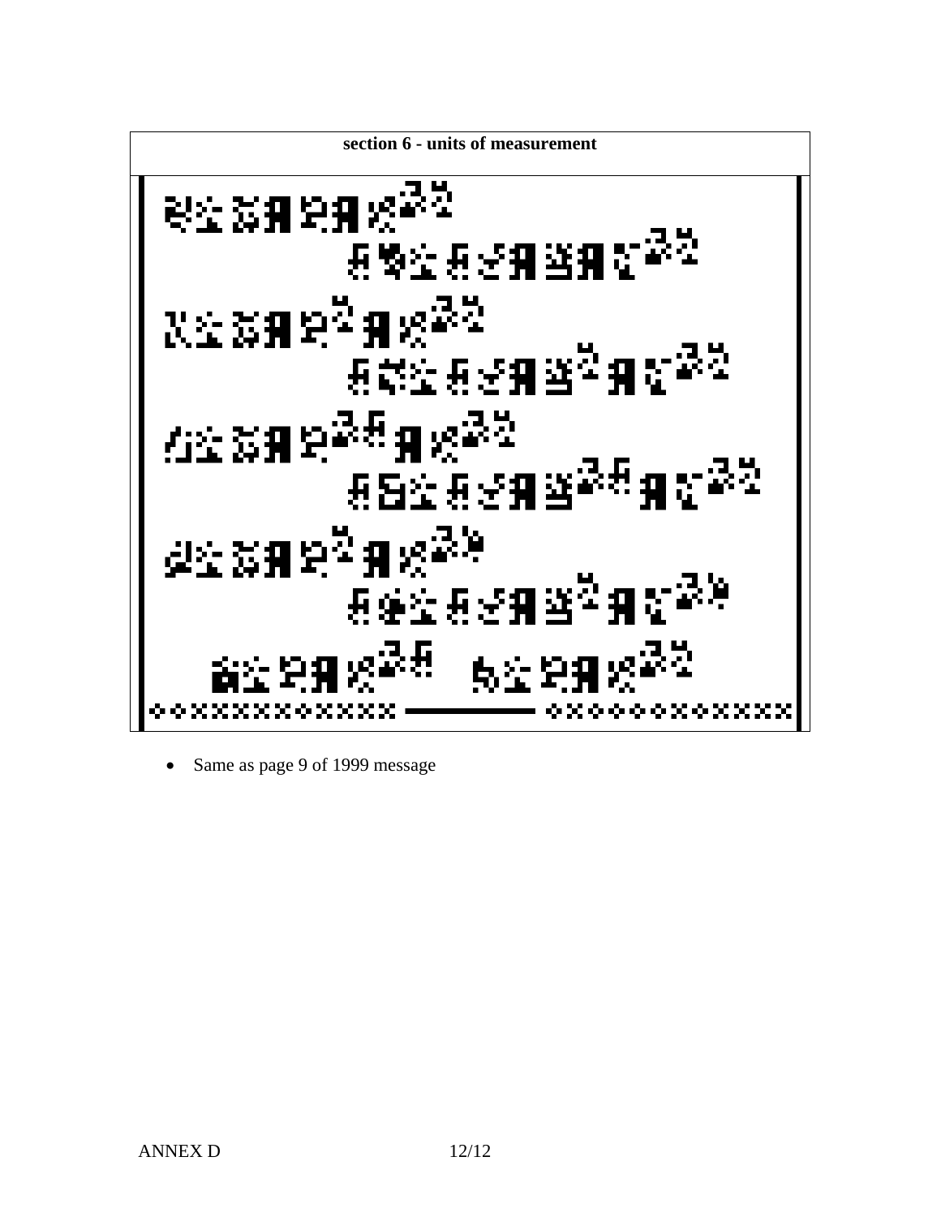**section 6 - units of measurement**

- Same as page 9 of 1999 message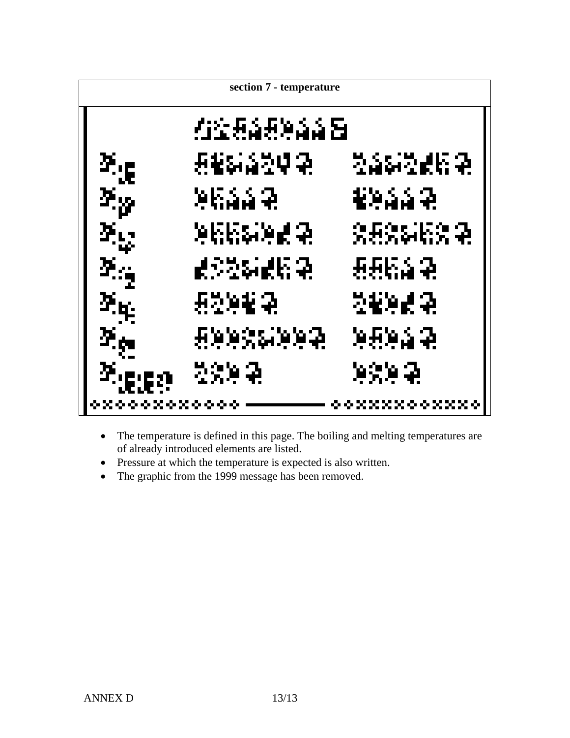**section 7 - temperature**

- The temperature is defined in this page. The boiling and melting temperatures are of already introduced elements are listed.
- Pressure at which the temperature is expected is also written.
- The graphic from the 1999 message has been removed.

ANNEX D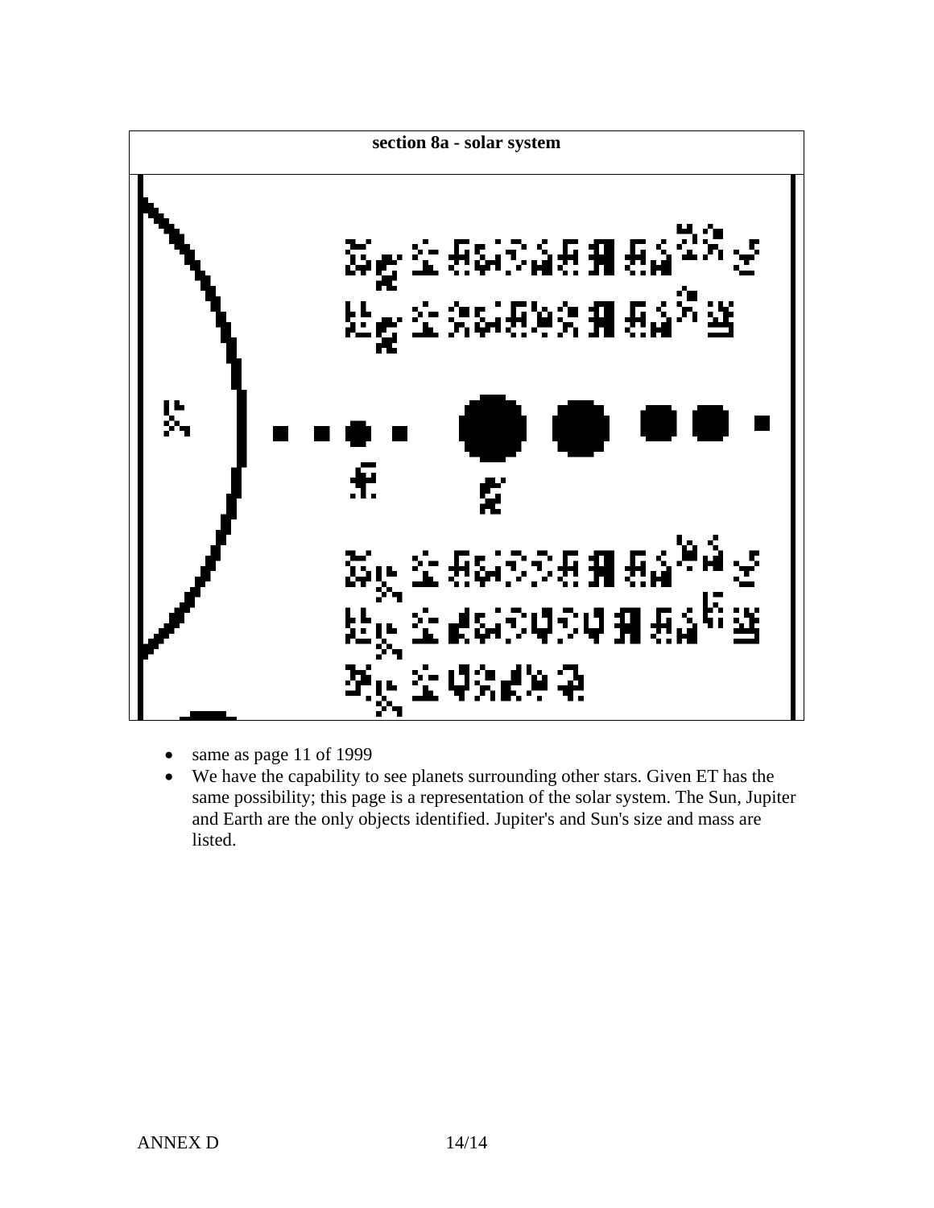**section 8a - solar system**

- same as page 11 of 1999
- We have the capability to see planets surrounding other stars. Given ET has the same possibility; this page is a representation of the solar system. The Sun, Jupiter and Earth are the only objects identified. Jupiter's and Sun's size and mass are listed.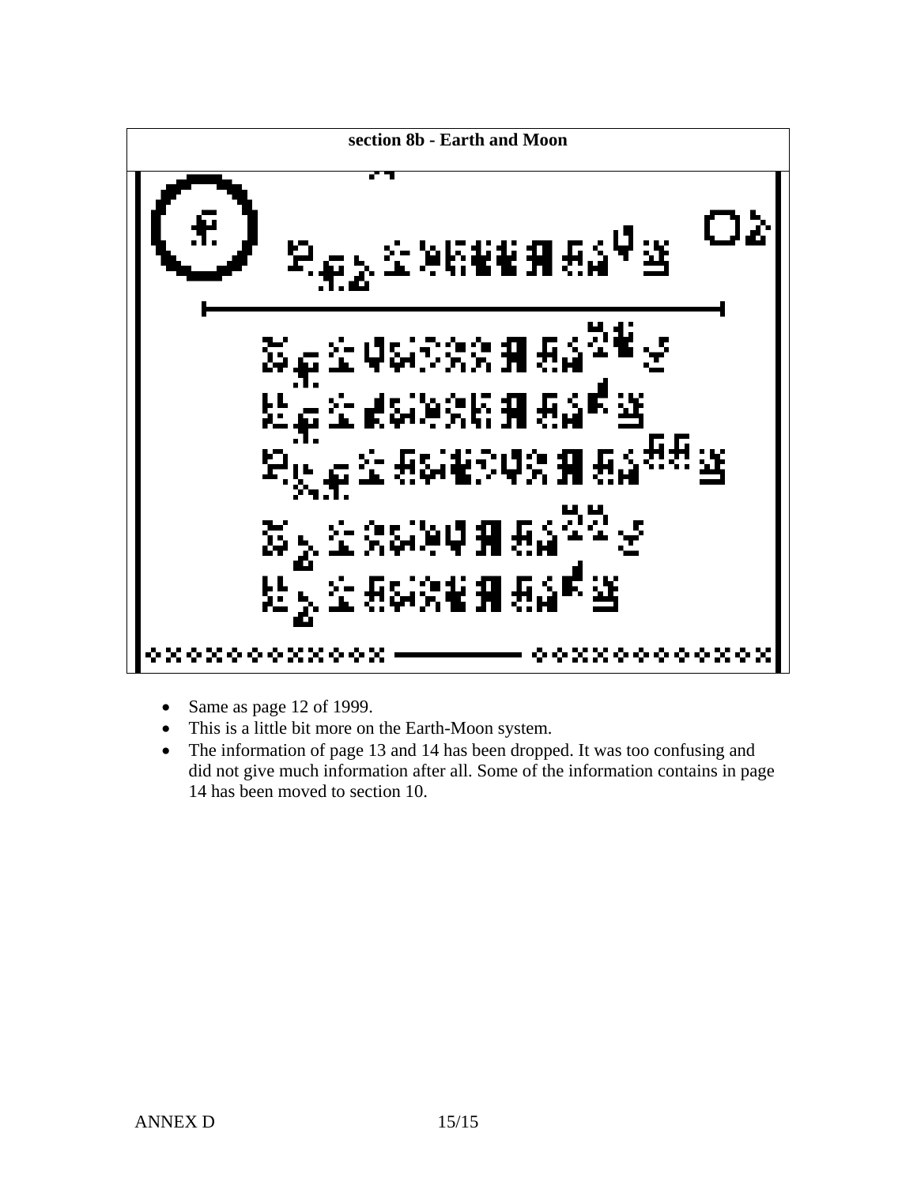**section 8b - Earth and Moon**

- Same as page 12 of 1999.
- This is a little bit more on the Earth-Moon system.
- The information of page 13 and 14 has been dropped. It was too confusing and did not give much information after all. Some of the information contains in page 14 has been moved to section 10.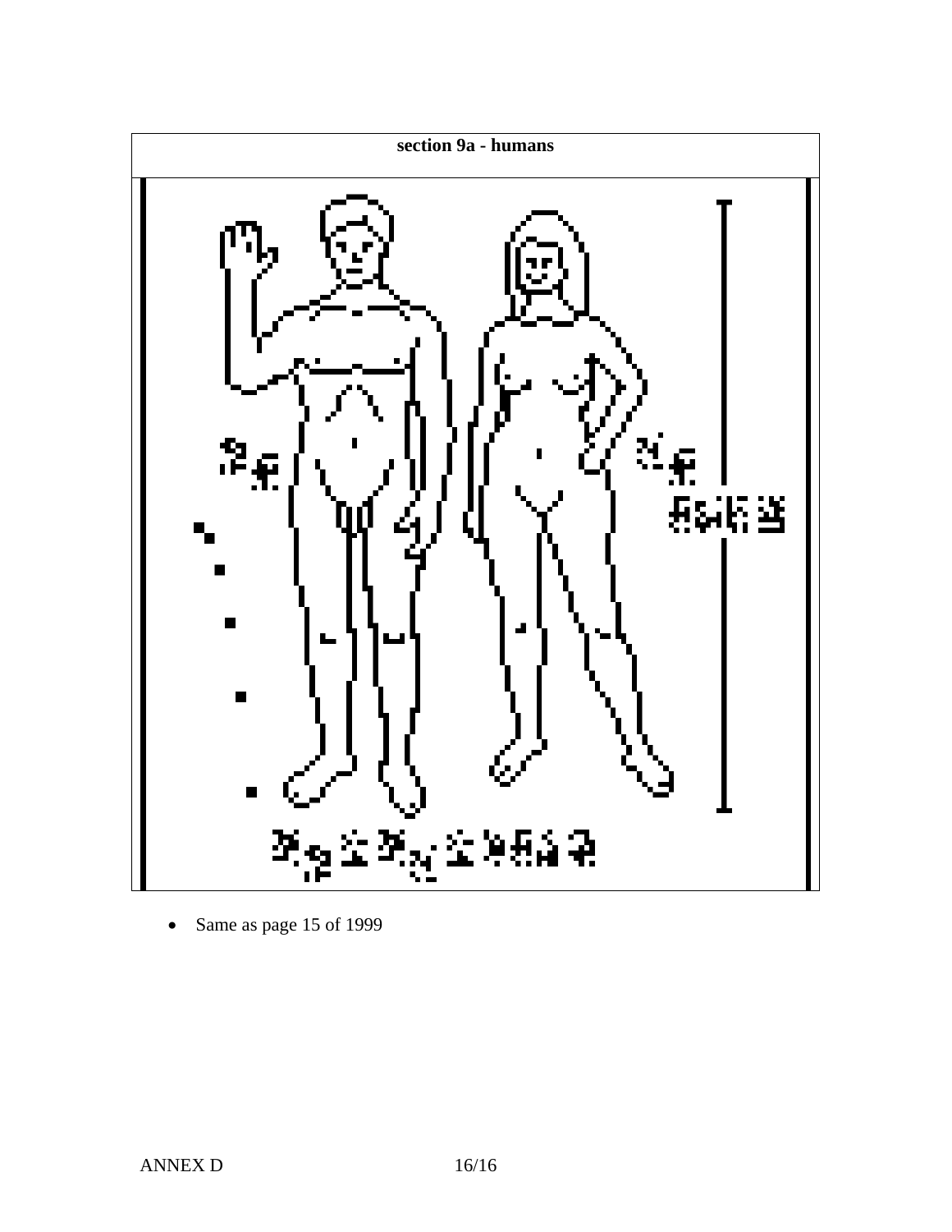**section 9a - humans**

- Same as page 15 of 1999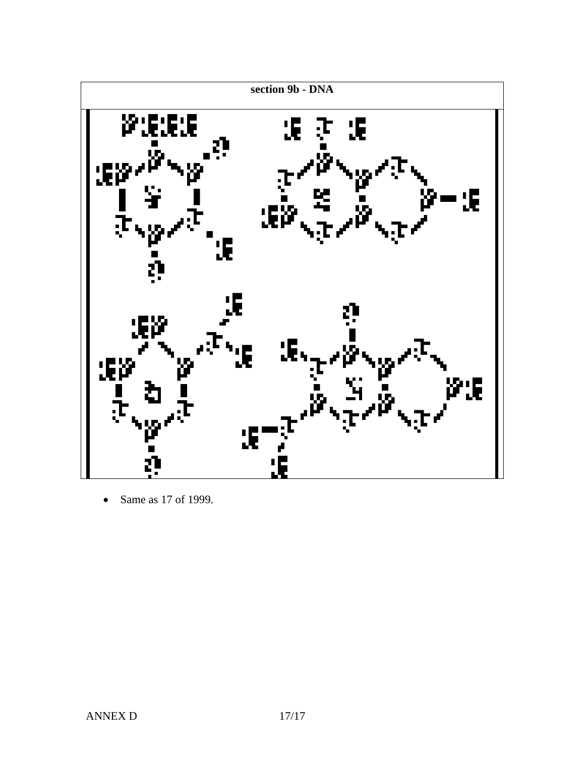**section 9b - DNA**

- Same as 17 of 1999.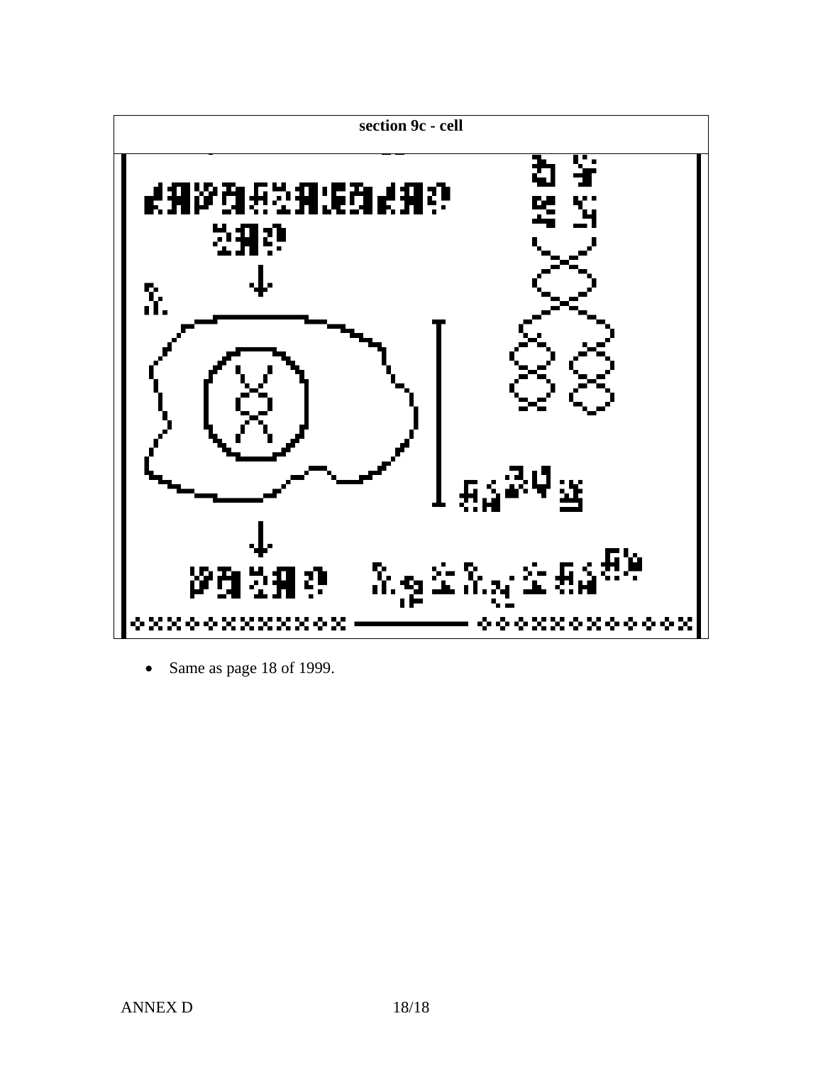**section 9c - cell**

- Same as page 18 of 1999.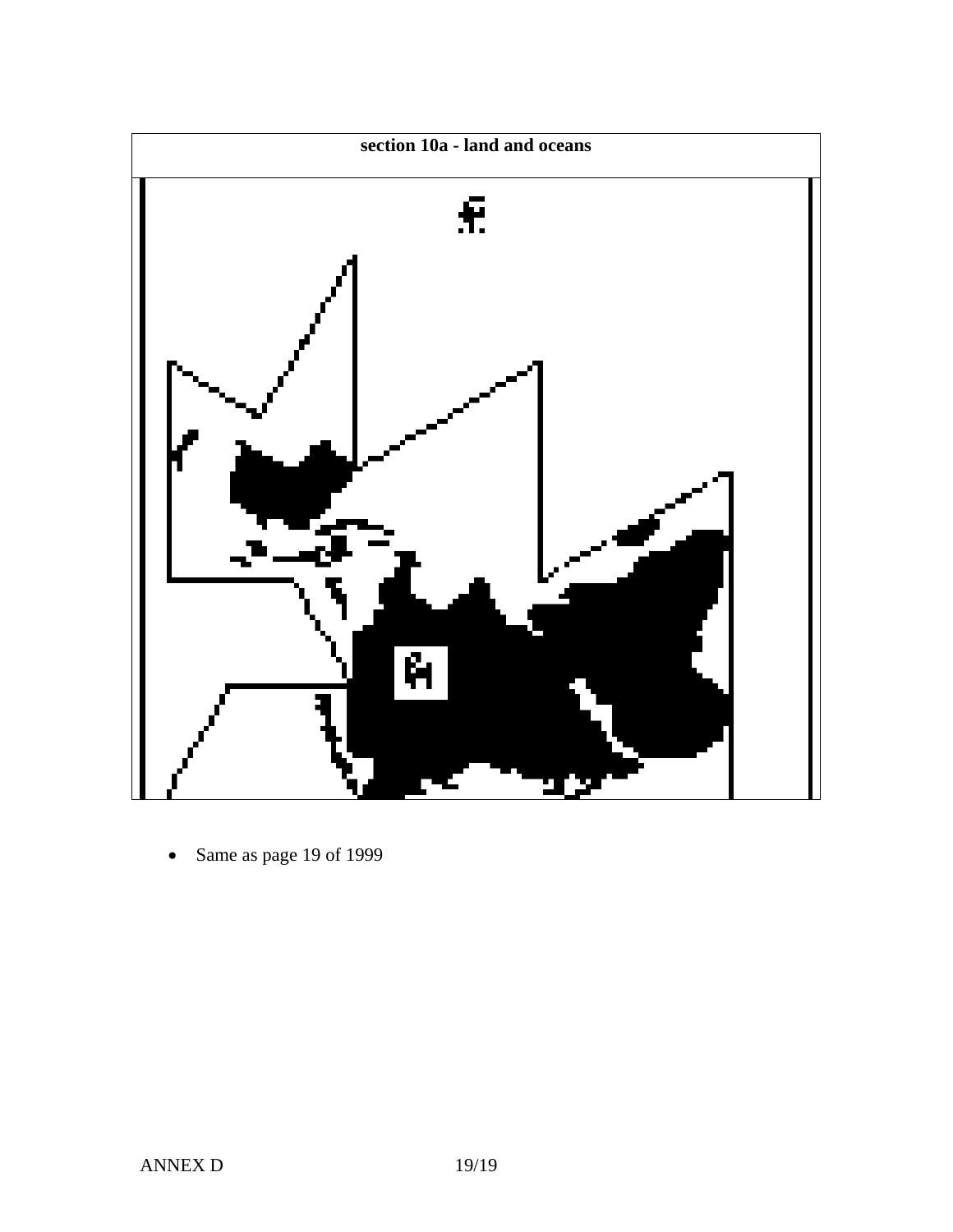**section 10a - land and oceans**

- Same as page 19 of 1999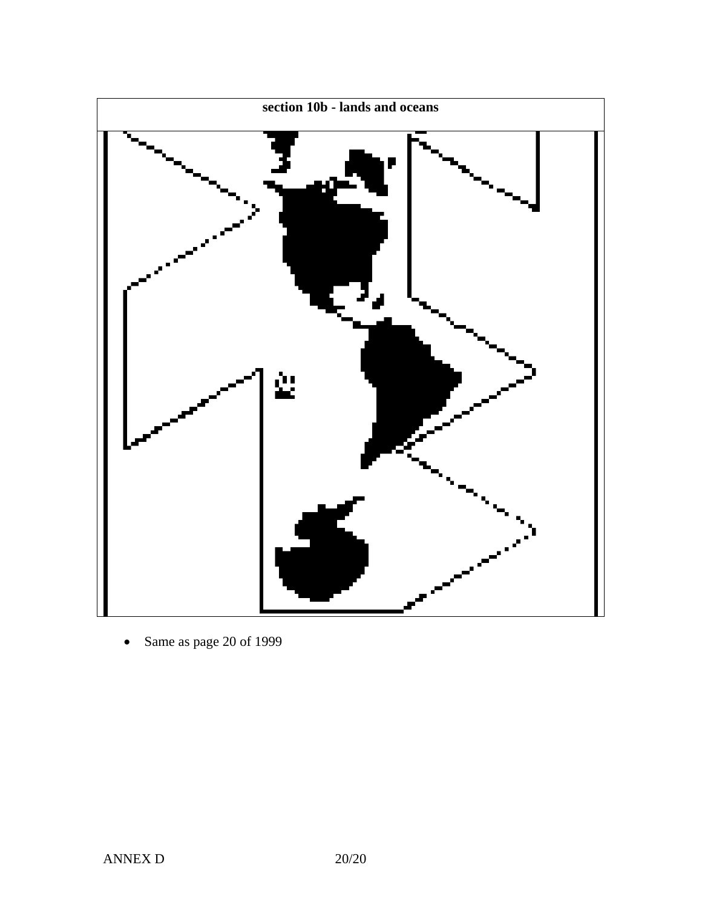**section 10b - lands and oceans**

- Same as page 20 of 1999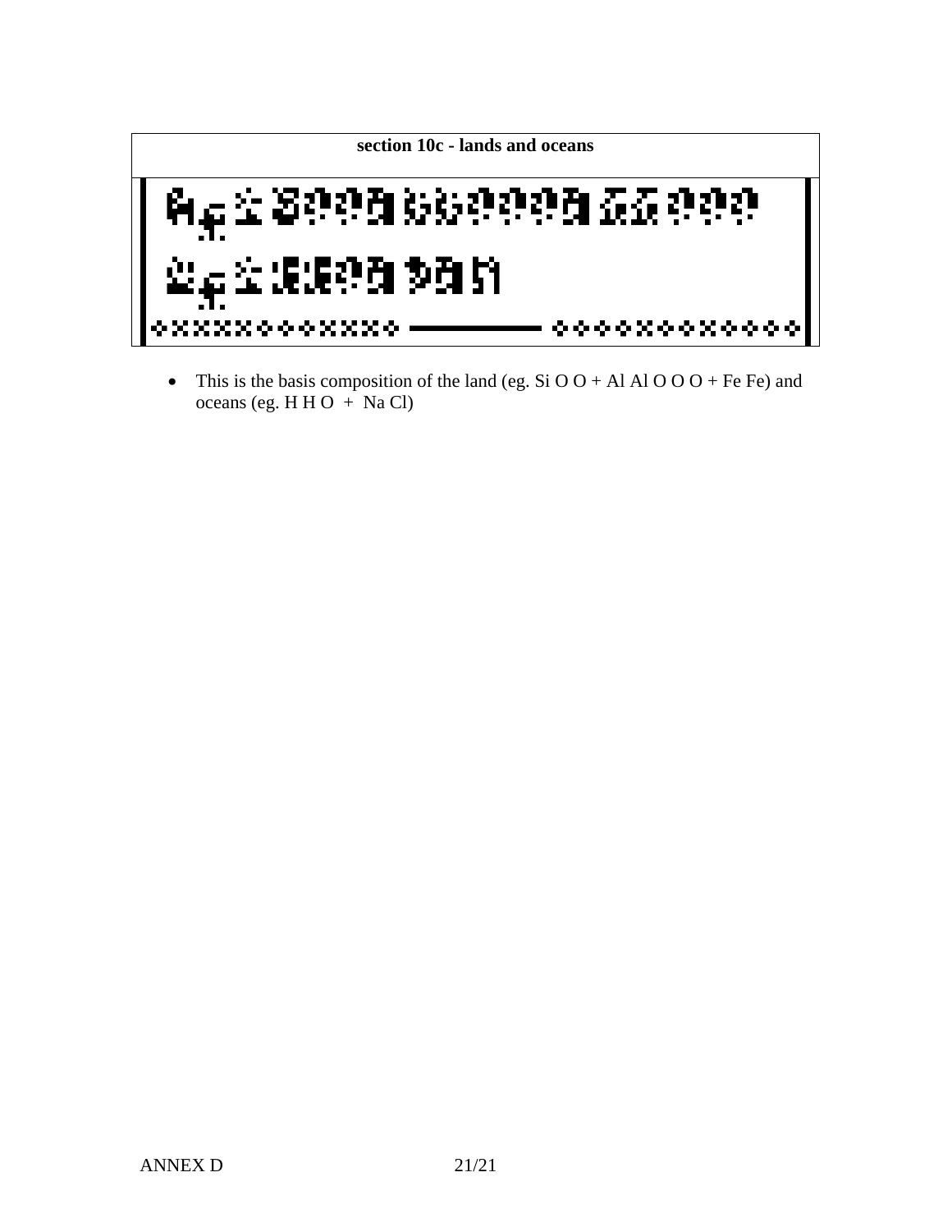**section 10c - lands and oceans**

- This is the basis composition of the land (eg. Si O O + Al Al O O O + Fe Fe) and oceans (eg. H H O + Na Cl)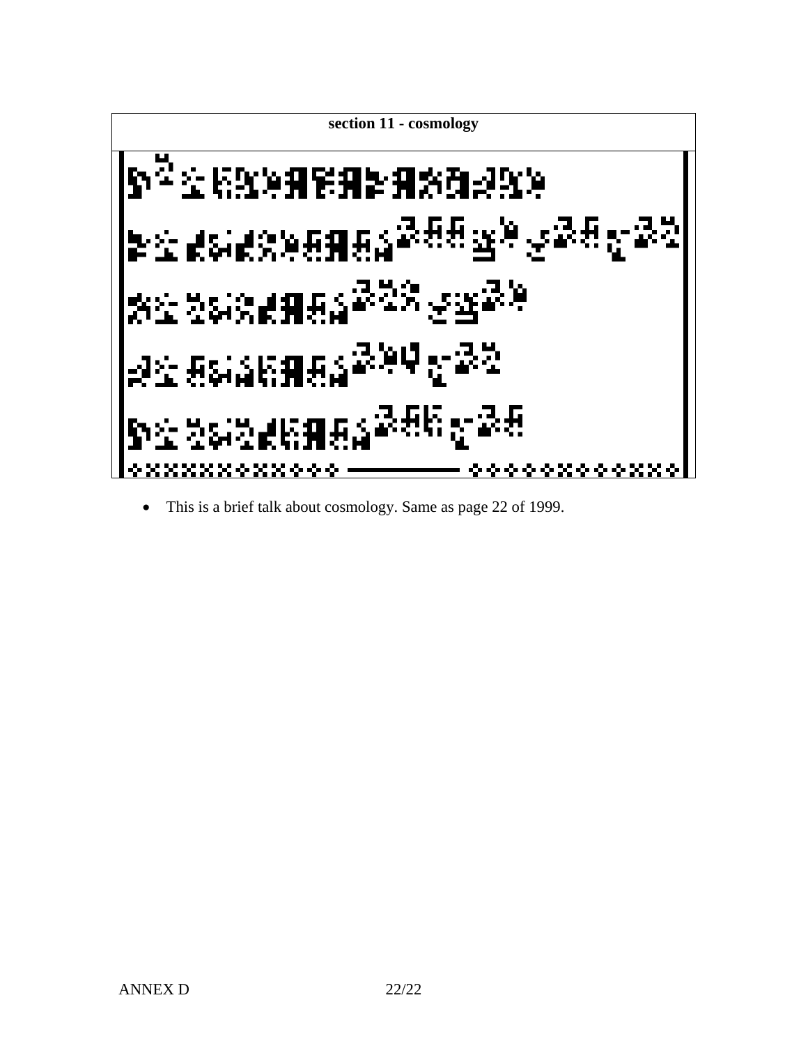**section 11 - cosmology**

- This is a brief talk about cosmology. Same as page 22 of 1999.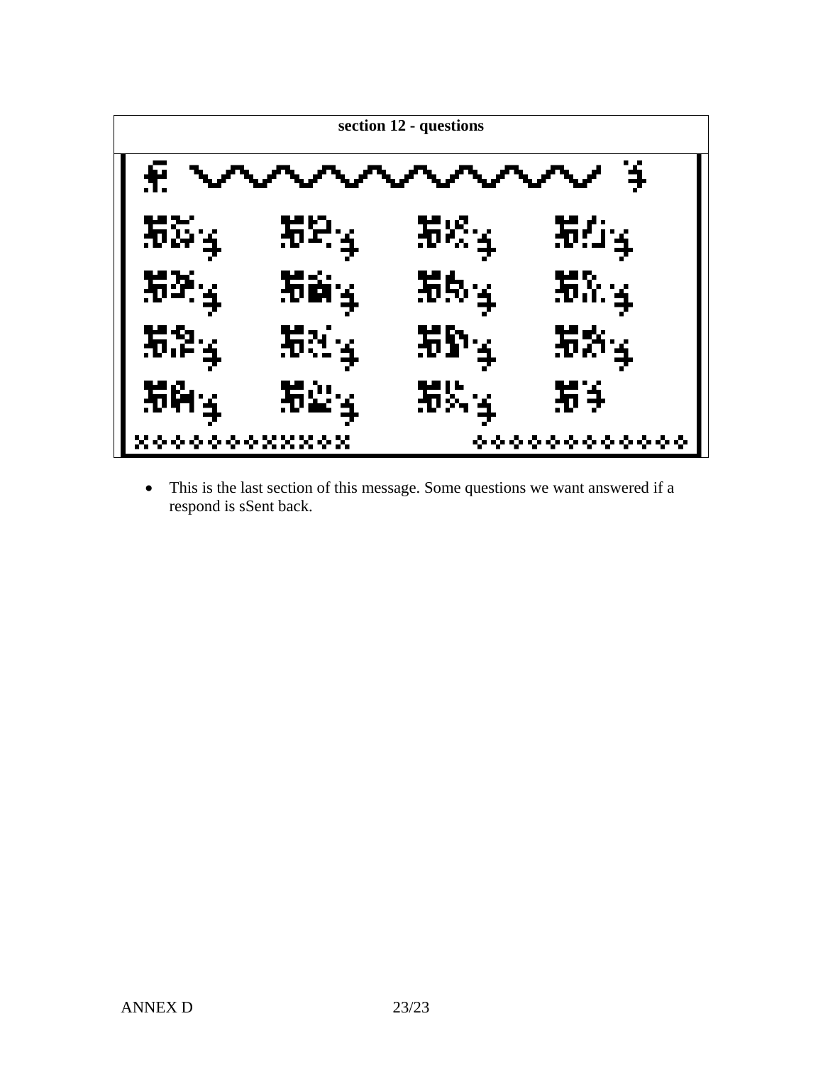**section 12 - questions**

- This is the last section of this message. Some questions we want answered if a respond is sSent back.